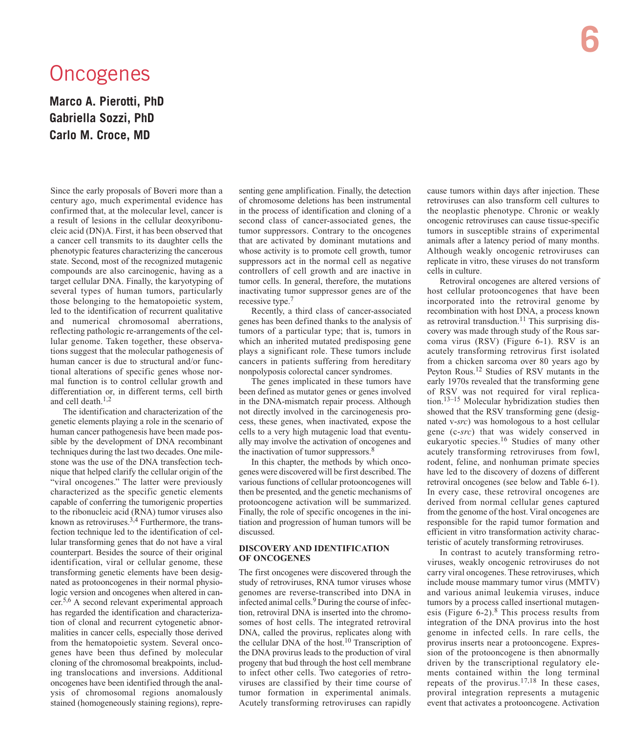# Oncogenes

**Marco A. Pierotti, PhD**
**Gabriella Sozzi, PhD**
**Carlo M. Croce, MD**

Since the early proposals of Boveri more than a century ago, much experimental evidence has confirmed that, at the molecular level, cancer is a result of lesions in the cellular deoxyribonucleic acid (DN)A. First, it has been observed that a cancer cell transmits to its daughter cells the phenotypic features characterizing the cancerous state. Second, most of the recognized mutagenic compounds are also carcinogenic, having as a target cellular DNA. Finally, the karyotyping of several types of human tumors, particularly those belonging to the hematopoietic system, led to the identification of recurrent qualitative and numerical chromosomal aberrations, reflecting pathologic re-arrangements of the cellular genome. Taken together, these observations suggest that the molecular pathogenesis of human cancer is due to structural and/or functional alterations of specific genes whose normal function is to control cellular growth and differentiation or, in different terms, cell birth and cell death.[1,2]

The identification and characterization of the genetic elements playing a role in the scenario of human cancer pathogenesis have been made possible by the development of DNA recombinant techniques during the last two decades. One milestone was the use of the DNA transfection technique that helped clarify the cellular origin of the "viral oncogenes." The latter were previously characterized as the specific genetic elements capable of conferring the tumorigenic properties to the ribonucleic acid (RNA) tumor viruses also known as retroviruses.[3,4] Furthermore, the transfection technique led to the identification of cellular transforming genes that do not have a viral counterpart. Besides the source of their original identification, viral or cellular genome, these transforming genetic elements have been designated as protooncogenes in their normal physiologic version and oncogenes when altered in cancer.[5,6] A second relevant experimental approach has regarded the identification and characterization of clonal and recurrent cytogenetic abnormalities in cancer cells, especially those derived from the hematopoietic system. Several oncogenes have been thus defined by molecular cloning of the chromosomal breakpoints, including translocations and inversions. Additional oncogenes have been identified through the analysis of chromosomal regions anomalously stained (homogeneously staining regions), representing gene amplification. Finally, the detection of chromosome deletions has been instrumental in the process of identification and cloning of a second class of cancer-associated genes, the tumor suppressors. Contrary to the oncogenes that are activated by dominant mutations and whose activity is to promote cell growth, tumor suppressors act in the normal cell as negative controllers of cell growth and are inactive in tumor cells. In general, therefore, the mutations inactivating tumor suppressor genes are of the recessive type.[7]

Recently, a third class of cancer-associated genes has been defined thanks to the analysis of tumors of a particular type; that is, tumors in which an inherited mutated predisposing gene plays a significant role. These tumors include cancers in patients suffering from hereditary nonpolyposis colorectal cancer syndromes.

The genes implicated in these tumors have been defined as mutator genes or genes involved in the DNA-mismatch repair process. Although not directly involved in the carcinogenesis process, these genes, when inactivated, expose the cells to a very high mutagenic load that eventually may involve the activation of oncogenes and the inactivation of tumor suppressors.[8]

In this chapter, the methods by which oncogenes were discovered will be first described. The various functions of cellular protooncogenes will then be presented, and the genetic mechanisms of protooncogene activation will be summarized. Finally, the role of specific oncogenes in the initiation and progression of human tumors will be discussed.

## DISCOVERY AND IDENTIFICATION OF ONCOGENES

The first oncogenes were discovered through the study of retroviruses, RNA tumor viruses whose genomes are reverse-transcribed into DNA in infected animal cells.[9] During the course of infection, retroviral DNA is inserted into the chromosomes of host cells. The integrated retroviral DNA, called the provirus, replicates along with the cellular DNA of the host.[10] Transcription of the DNA provirus leads to the production of viral progeny that bud through the host cell membrane to infect other cells. Two categories of retroviruses are classified by their time course of tumor formation in experimental animals. Acutely transforming retroviruses can rapidly cause tumors within days after injection. These retroviruses can also transform cell cultures to the neoplastic phenotype. Chronic or weakly oncogenic retroviruses can cause tissue-specific tumors in susceptible strains of experimental animals after a latency period of many months. Although weakly oncogenic retroviruses can replicate in vitro, these viruses do not transform cells in culture.

Retroviral oncogenes are altered versions of host cellular protooncogenes that have been incorporated into the retroviral genome by recombination with host DNA, a process known as retroviral transduction.[11] This surprising discovery was made through study of the Rous sarcoma virus (RSV) (Figure 6-1). RSV is an acutely transforming retrovirus first isolated from a chicken sarcoma over 80 years ago by Peyton Rous.[12] Studies of RSV mutants in the early 1970s revealed that the transforming gene of RSV was not required for viral replication.[13–15] Molecular hybridization studies then showed that the RSV transforming gene (designated v-*src*) was homologous to a host cellular gene (c-*src*) that was widely conserved in eukaryotic species.[16] Studies of many other acutely transforming retroviruses from fowl, rodent, feline, and nonhuman primate species have led to the discovery of dozens of different retroviral oncogenes (see below and Table 6-1). In every case, these retroviral oncogenes are derived from normal cellular genes captured from the genome of the host. Viral oncogenes are responsible for the rapid tumor formation and efficient in vitro transformation activity characteristic of acutely transforming retroviruses.

In contrast to acutely transforming retroviruses, weakly oncogenic retroviruses do not carry viral oncogenes. These retroviruses, which include mouse mammary tumor virus (MMTV) and various animal leukemia viruses, induce tumors by a process called insertional mutagenesis (Figure 6-2).[8] This process results from integration of the DNA provirus into the host genome in infected cells. In rare cells, the provirus inserts near a protooncogene. Expression of the protooncogene is then abnormally driven by the transcriptional regulatory elements contained within the long terminal repeats of the provirus.[17,18] In these cases, proviral integration represents a mutagenic event that activates a protooncogene. Activation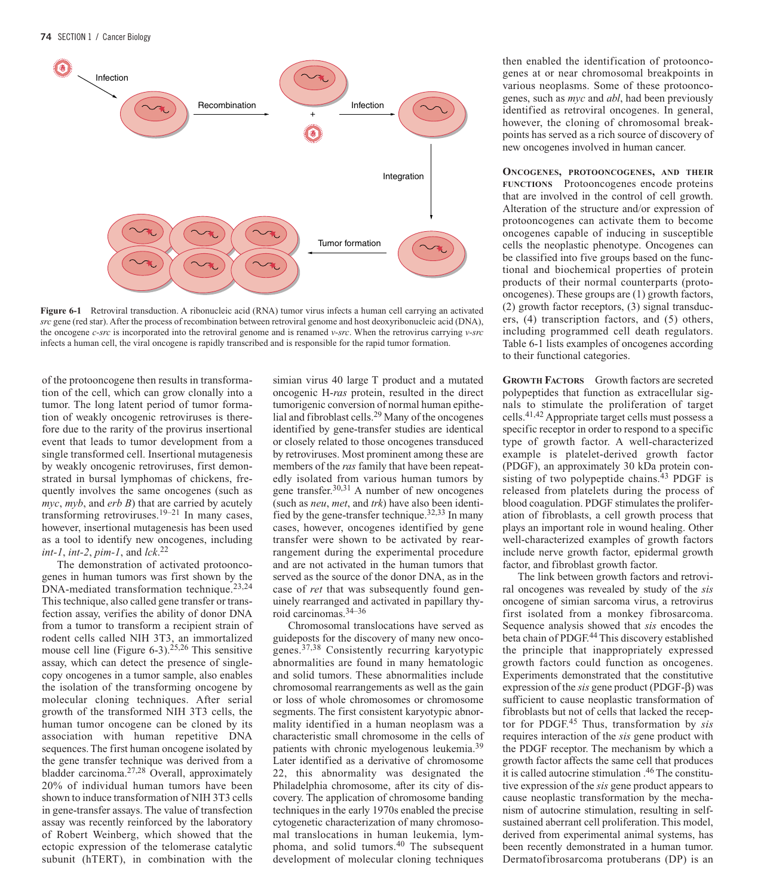Figure 6-1 Retroviral transduction. A ribonucleic acid (RNA) tumor virus infects a human cell carrying an activated *src* gene (red star). After the process of recombination between retroviral genome and host deoxyribonucleic acid (DNA), the oncogene *c-src* is incorporated into the retroviral genome and is renamed *v-src*. When the retrovirus carrying *v-src* infects a human cell, the viral oncogene is rapidly transcribed and is responsible for the rapid tumor formation.

of the protooncogene then results in transformation of the cell, which can grow clonally into a tumor. The long latent period of tumor formation of weakly oncogenic retroviruses is therefore due to the rarity of the provirus insertional event that leads to tumor development from a single transformed cell. Insertional mutagenesis by weakly oncogenic retroviruses, first demonstrated in bursal lymphomas of chickens, frequently involves the same oncogenes (such as *myc*, *myb*, and *erb B*) that are carried by acutely transforming retroviruses.[19–21] In many cases, however, insertional mutagenesis has been used as a tool to identify new oncogenes, including *int-1*, *int-2*, *pim-1*, and *lck*.[22]

The demonstration of activated protooncogenes in human tumors was first shown by the DNA-mediated transformation technique.[23,24] This technique, also called gene transfer or transfection assay, verifies the ability of donor DNA from a tumor to transform a recipient strain of rodent cells called NIH 3T3, an immortalized mouse cell line (Figure 6-3).[25,26] This sensitive assay, which can detect the presence of single-copy oncogenes in a tumor sample, also enables the isolation of the transforming oncogene by molecular cloning techniques. After serial growth of the transformed NIH 3T3 cells, the human tumor oncogene can be cloned by its association with human repetitive DNA sequences. The first human oncogene isolated by the gene transfer technique was derived from a bladder carcinoma.[27,28] Overall, approximately 20% of individual human tumors have been shown to induce transformation of NIH 3T3 cells in gene-transfer assays. The value of transfection assay was recently reinforced by the laboratory of Robert Weinberg, which showed that the ectopic expression of the telomerase catalytic subunit (hTERT), in combination with the simian virus 40 large T product and a mutated oncogenic H-*ras* protein, resulted in the direct tumorigenic conversion of normal human epithelial and fibroblast cells.[29] Many of the oncogenes identified by gene-transfer studies are identical or closely related to those oncogenes transduced by retroviruses. Most prominent among these are members of the *ras* family that have been repeatedly isolated from various human tumors by gene transfer.[30,31] A number of new oncogenes (such as *neu*, *met*, and *trk*) have also been identified by the gene-transfer technique.[32,33] In many cases, however, oncogenes identified by gene transfer were shown to be activated by rearrangement during the experimental procedure and are not activated in the human tumors that served as the source of the donor DNA, as in the case of *ret* that was subsequently found genuinely rearranged and activated in papillary thyroid carcinomas.[34–36]

Chromosomal translocations have served as guideposts for the discovery of many new oncogenes.[37,38] Consistently recurring karyotypic abnormalities are found in many hematologic and solid tumors. These abnormalities include chromosomal rearrangements as well as the gain or loss of whole chromosomes or chromosome segments. The first consistent karyotypic abnormality identified in a human neoplasm was a characteristic small chromosome in the cells of patients with chronic myelogenous leukemia.[39] Later identified as a derivative of chromosome 22, this abnormality was designated the Philadelphia chromosome, after its city of discovery. The application of chromosome banding techniques in the early 1970s enabled the precise cytogenetic characterization of many chromosomal translocations in human leukemia, lymphoma, and solid tumors.[40] The subsequent development of molecular cloning techniques then enabled the identification of protooncogenes at or near chromosomal breakpoints in various neoplasms. Some of these protooncogenes, such as *myc* and *abl*, had been previously identified as retroviral oncogenes. In general, however, the cloning of chromosomal breakpoints has served as a rich source of discovery of new oncogenes involved in human cancer.

**Oncogenes, protooncogenes, and their functions** Protooncogenes encode proteins that are involved in the control of cell growth. Alteration of the structure and/or expression of protooncogenes can activate them to become oncogenes capable of inducing in susceptible cells the neoplastic phenotype. Oncogenes can be classified into five groups based on the functional and biochemical properties of protein products of their normal counterparts (protooncogenes). These groups are (1) growth factors, (2) growth factor receptors, (3) signal transducers, (4) transcription factors, and (5) others, including programmed cell death regulators. Table 6-1 lists examples of oncogenes according to their functional categories.

**Growth Factors** Growth factors are secreted polypeptides that function as extracellular signals to stimulate the proliferation of target cells.[41,42] Appropriate target cells must possess a specific receptor in order to respond to a specific type of growth factor. A well-characterized example is platelet-derived growth factor (PDGF), an approximately 30 kDa protein consisting of two polypeptide chains.[43] PDGF is released from platelets during the process of blood coagulation. PDGF stimulates the proliferation of fibroblasts, a cell growth process that plays an important role in wound healing. Other well-characterized examples of growth factors include nerve growth factor, epidermal growth factor, and fibroblast growth factor.

The link between growth factors and retroviral oncogenes was revealed by study of the *sis* oncogene of simian sarcoma virus, a retrovirus first isolated from a monkey fibrosarcoma. Sequence analysis showed that *sis* encodes the beta chain of PDGF.[44] This discovery established the principle that inappropriately expressed growth factors could function as oncogenes. Experiments demonstrated that the constitutive expression of the *sis* gene product (PDGF-β) was sufficient to cause neoplastic transformation of fibroblasts but not of cells that lacked the receptor for PDGF.[45] Thus, transformation by *sis* requires interaction of the *sis* gene product with the PDGF receptor. The mechanism by which a growth factor affects the same cell that produces it is called autocrine stimulation.[46] The constitutive expression of the *sis* gene product appears to cause neoplastic transformation by the mechanism of autocrine stimulation, resulting in self-sustained aberrant cell proliferation. This model, derived from experimental animal systems, has been recently demonstrated in a human tumor. Dermatofibrosarcoma protuberans (DP) is an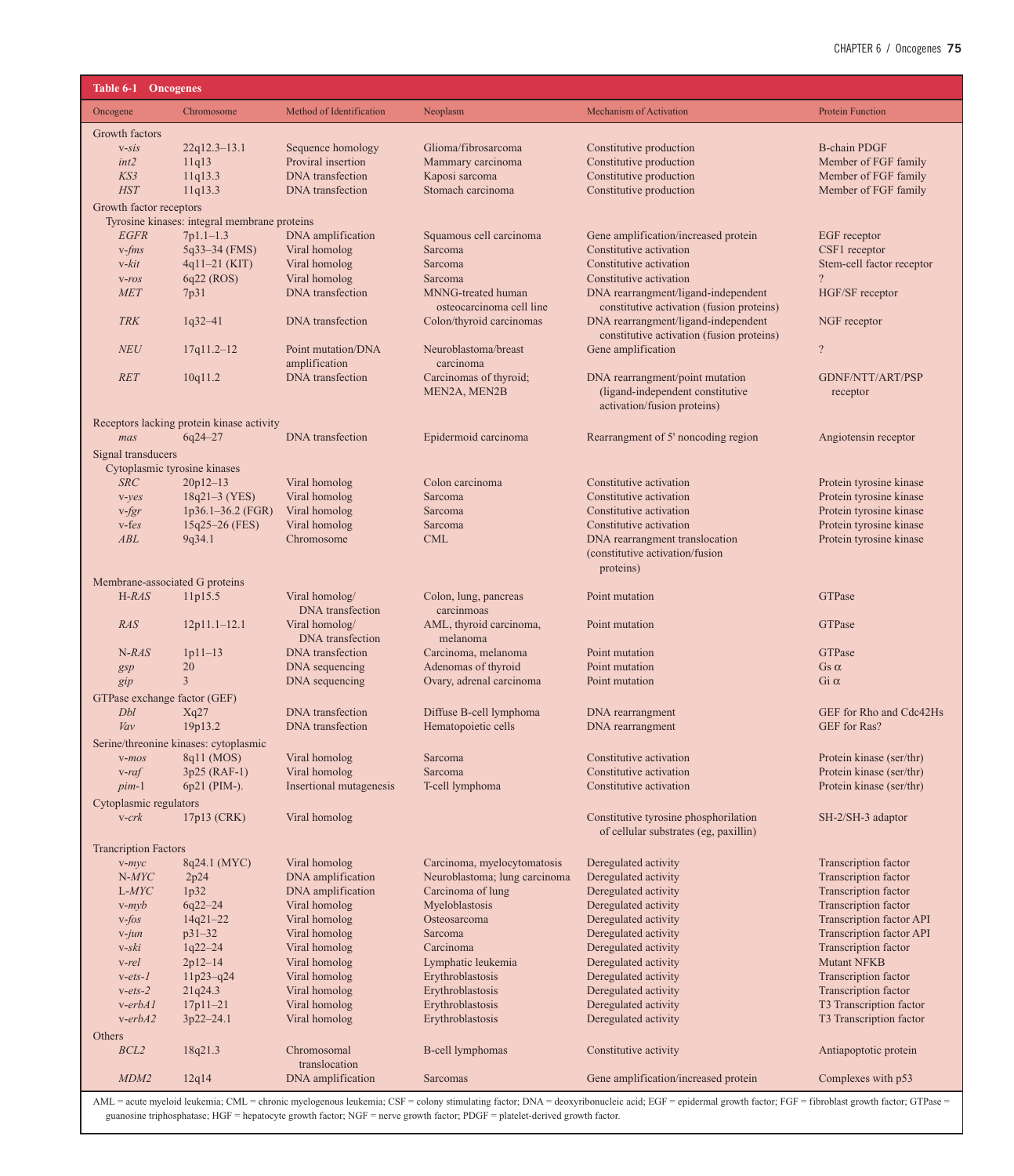**Table 6-1 Oncogenes**

| Oncogene | Chromosome | Method of Identification | Neoplasm | Mechanism of Activation | Protein Function |
|---|---|---|---|---|---|
| Growth factors | | | | | |
| v-*sis* | 22q12.3–13.1 | Sequence homology | Glioma/fibrosarcoma | Constitutive production | B-chain PDGF |
| *int2* | 11q13 | Proviral insertion | Mammary carcinoma | Constitutive production | Member of FGF family |
| *KS3* | 11q13.3 | DNA transfection | Kaposi sarcoma | Constitutive production | Member of FGF family |
| *HST* | 11q13.3 | DNA transfection | Stomach carcinoma | Constitutive production | Member of FGF family |
| Growth factor receptors | | | | | |
| Tyrosine kinases: integral membrane proteins | | | | | |
| *EGFR* | 7p1.1–1.3 | DNA amplification | Squamous cell carcinoma | Gene amplification/increased protein | EGF receptor |
| v-*fms* | 5q33–34 (FMS) | Viral homolog | Sarcoma | Constitutive activation | CSF1 receptor |
| v-*kit* | 4q11–21 (KIT) | Viral homolog | Sarcoma | Constitutive activation | Stem-cell factor receptor |
| v-*ros* | 6q22 (ROS) | Viral homolog | Sarcoma | Constitutive activation | ? |
| *MET* | 7p31 | DNA transfection | MNNG-treated human osteocarcinoma cell line | DNA rearrangment/ligand-independent constitutive activation (fusion proteins) | HGF/SF receptor |
| *TRK* | 1q32–41 | DNA transfection | Colon/thyroid carcinomas | DNA rearrangment/ligand-independent constitutive activation (fusion proteins) | NGF receptor |
| *NEU* | 17q11.2–12 | Point mutation/DNA amplification | Neuroblastoma/breast carcinoma | Gene amplification | ? |
| *RET* | 10q11.2 | DNA transfection | Carcinomas of thyroid; MEN2A, MEN2B | DNA rearrangment/point mutation (ligand-independent constitutive activation/fusion proteins) | GDNF/NTT/ART/PSP receptor |
| Receptors lacking protein kinase activity | | | | | |
| *mas* | 6q24–27 | DNA transfection | Epidermoid carcinoma | Rearrangement of 5′ noncoding region | Angiotensin receptor |
| Signal transducers | | | | | |
| Cytoplasmic tyrosine kinases | | | | | |
| *SRC* | 20p12–13 | Viral homolog | Colon carcinoma | Constitutive activation | Protein tyrosine kinase |
| v-*yes* | 18q21–3 (YES) | Viral homolog | Sarcoma | Constitutive activation | Protein tyrosine kinase |
| v-*fgr* | 1p36.1–36.2 (FGR) | Viral homolog | Sarcoma | Constitutive activation | Protein tyrosine kinase |
| v-*fes* | 15q25–26 (FES) | Viral homolog | Sarcoma | Constitutive activation | Protein tyrosine kinase |
| *ABL* | 9q34.1 | Chromosome | CML | DNA rearrangment translocation (constitutive activation/fusion proteins) | Protein tyrosine kinase |
| Membrane-associated G proteins | | | | | |
| H-*RAS* | 11p15.5 | Viral homolog/ DNA transfection | Colon, lung, pancreas carcinmoas | Point mutation | GTPase |
| *RAS* | 12p11.1–12.1 | Viral homolog/ DNA transfection | AML, thyroid carcinoma, melanoma | Point mutation | GTPase |
| N-*RAS* | 1p11–13 | DNA transfection | Carcinoma, melanoma | Point mutation | GTPase |
| *gsp* | 20 | DNA sequencing | Adenomas of thyroid | Point mutation | Gs α |
| *gip* | 3 | DNA sequencing | Ovary, adrenal carcinoma | Point mutation | Gi α |
| GTPase exchange factor (GEF) | | | | | |
| *Dbl* | Xq27 | DNA transfection | Diffuse B-cell lymphoma | DNA rearrangment | GEF for Rho and Cdc42Hs |
| *Vav* | 19p13.2 | DNA transfection | Hematopoietic cells | DNA rearrangment | GEF for Ras? |
| Serine/threonine kinases: cytoplasmic | | | | | |
| v-*mos* | 8q11 (MOS) | Viral homolog | Sarcoma | Constitutive activation | Protein kinase (ser/thr) |
| v-*raf* | 3p25 (RAF-1) | Viral homolog | Sarcoma | Constitutive activation | Protein kinase (ser/thr) |
| *pim*-1 | 6p21 (PIM-). | Insertional mutagenesis | T-cell lymphoma | Constitutive activation | Protein kinase (ser/thr) |
| Cytoplasmic regulators | | | | | |
| v-*crk* | 17p13 (CRK) | Viral homolog | | Constitutive tyrosine phosphorilation of cellular substrates (eg, paxillin) | SH-2/SH-3 adaptor |
| Trancription Factors | | | | | |
| v-*myc* | 8q24.1 (MYC) | Viral homolog | Carcinoma, myelocytomatosis | Deregulated activity | Transcription factor |
| N-*MYC* | 2p24 | DNA amplification | Neuroblastoma; lung carcinoma | Deregulated activity | Transcription factor |
| L-*MYC* | 1p32 | DNA amplification | Carcinoma of lung | Deregulated activity | Transcription factor |
| v-*myb* | 6q22–24 | Viral homolog | Myeloblastosis | Deregulated activity | Transcription factor |
| v-*fos* | 14q21–22 | Viral homolog | Osteosarcoma | Deregulated activity | Transcription factor API |
| v-*jun* | p31–32 | Viral homolog | Sarcoma | Deregulated activity | Transcription factor API |
| v-*ski* | 1q22–24 | Viral homolog | Carcinoma | Deregulated activity | Transcription factor |
| v-*rel* | 2p12–14 | Viral homolog | Lymphatic leukemia | Deregulated activity | Mutant NFKB |
| v-*ets-1* | 11p23–q24 | Viral homolog | Erythroblastosis | Deregulated activity | Transcription factor |
| v-*ets-2* | 21q24.3 | Viral homolog | Erythroblastosis | Deregulated activity | Transcription factor |
| v-*erbA1* | 17p11–21 | Viral homolog | Erythroblastosis | Deregulated activity | T3 Transcription factor |
| v-*erbA2* | 3p22–24.1 | Viral homolog | Erythroblastosis | Deregulated activity | T3 Transcription factor |
| Others | | | | | |
| *BCL2* | 18q21.3 | Chromosomal translocation | B-cell lymphomas | Constitutive activity | Antiapoptotic protein |
| *MDM2* | 12q14 | DNA amplification | Sarcomas | Gene amplification/increased protein | Complexes with p53 |

AML = acute myeloid leukemia; CML = chronic myelogenous leukemia; CSF = colony stimulating factor; DNA = deoxyribonucleic acid; EGF = epidermal growth factor; FGF = fibroblast growth factor; GTPase = guanosine triphosphatase; HGF = hepatocyte growth factor; NGF = nerve growth factor; PDGF = platelet-derived growth factor.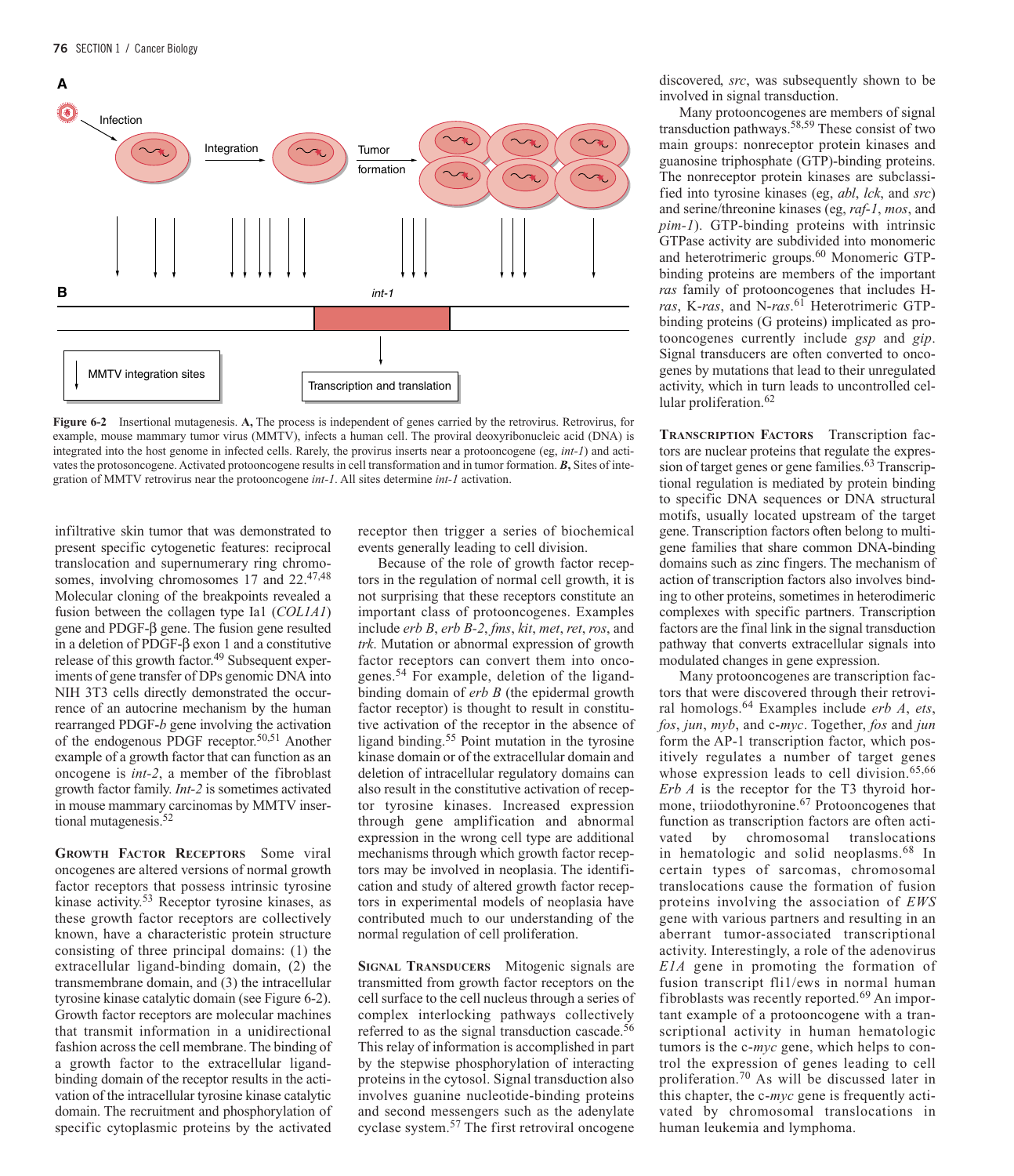A

Infection

Integration

Tumor formation

B

*int-1*

MMTV integration sites

Transcription and translation

**Figure 6-2** Insertional mutagenesis. **A,** The process is independent of genes carried by the retrovirus. Retrovirus, for example, mouse mammary tumor virus (MMTV), infects a human cell. The proviral deoxyribonucleic acid (DNA) is integrated into the host genome in infected cells. Rarely, the provirus inserts near a protooncogene (eg, *int-1*) and activates the protosoncogene. Activated protooncogene results in cell transformation and in tumor formation. ***B*,** Sites of integration of MMTV retrovirus near the protooncogene *int-1*. All sites determine *int-1* activation.

infiltrative skin tumor that was demonstrated to present specific cytogenetic features: reciprocal translocation and supernumerary ring chromosomes, involving chromosomes 17 and 22.[47,48] Molecular cloning of the breakpoints revealed a fusion between the collagen type Ia1 (*COL1A1*) gene and PDGF-β gene. The fusion gene resulted in a deletion of PDGF-β exon 1 and a constitutive release of this growth factor.[49] Subsequent experiments of gene transfer of DPs genomic DNA into NIH 3T3 cells directly demonstrated the occurrence of an autocrine mechanism by the human rearranged PDGF-*b* gene involving the activation of the endogenous PDGF receptor.[50,51] Another example of a growth factor that can function as an oncogene is *int-2*, a member of the fibroblast growth factor family. *Int-2* is sometimes activated in mouse mammary carcinomas by MMTV insertional mutagenesis.[52]

**Growth Factor Receptors** Some viral oncogenes are altered versions of normal growth factor receptors that possess intrinsic tyrosine kinase activity.[53] Receptor tyrosine kinases, as these growth factor receptors are collectively known, have a characteristic protein structure consisting of three principal domains: (1) the extracellular ligand-binding domain, (2) the transmembrane domain, and (3) the intracellular tyrosine kinase catalytic domain (see Figure 6-2). Growth factor receptors are molecular machines that transmit information in a unidirectional fashion across the cell membrane. The binding of a growth factor to the extracellular ligand-binding domain of the receptor results in the activation of the intracellular tyrosine kinase catalytic domain. The recruitment and phosphorylation of specific cytoplasmic proteins by the activated receptor then trigger a series of biochemical events generally leading to cell division.

Because of the role of growth factor receptors in the regulation of normal cell growth, it is not surprising that these receptors constitute an important class of protooncogenes. Examples include *erb B*, *erb B-2*, *fms*, *kit*, *met*, *ret*, *ros*, and *trk*. Mutation or abnormal expression of growth factor receptors can convert them into oncogenes.[54] For example, deletion of the ligand-binding domain of *erb B* (the epidermal growth factor receptor) is thought to result in constitutive activation of the receptor in the absence of ligand binding.[55] Point mutation in the tyrosine kinase domain or of the extracellular domain and deletion of intracellular regulatory domains can also result in the constitutive activation of receptor tyrosine kinases. Increased expression through gene amplification and abnormal expression in the wrong cell type are additional mechanisms through which growth factor receptors may be involved in neoplasia. The identification and study of altered growth factor receptors in experimental models of neoplasia have contributed much to our understanding of the normal regulation of cell proliferation.

**Signal Transducers** Mitogenic signals are transmitted from growth factor receptors on the cell surface to the cell nucleus through a series of complex interlocking pathways collectively referred to as the signal transduction cascade.[56] This relay of information is accomplished in part by the stepwise phosphorylation of interacting proteins in the cytosol. Signal transduction also involves guanine nucleotide-binding proteins and second messengers such as the adenylate cyclase system.[57] The first retroviral oncogene discovered, *src*, was subsequently shown to be involved in signal transduction.

Many protooncogenes are members of signal transduction pathways.[58,59] These consist of two main groups: nonreceptor protein kinases and guanosine triphosphate (GTP)-binding proteins. The nonreceptor protein kinases are subclassified into tyrosine kinases (eg, *abl*, *lck*, and *src*) and serine/threonine kinases (eg, *raf-1*, *mos*, and *pim-1*). GTP-binding proteins with intrinsic GTPase activity are subdivided into monomeric and heterotrimeric groups.[60] Monomeric GTP-binding proteins are members of the important *ras* family of protooncogenes that includes H-*ras*, K-*ras*, and N-*ras*.[61] Heterotrimeric GTP-binding proteins (G proteins) implicated as protooncogenes currently include *gsp* and *gip*. Signal transducers are often converted to oncogenes by mutations that lead to their unregulated activity, which in turn leads to uncontrolled cellular proliferation.[62]

**Transcription Factors** Transcription factors are nuclear proteins that regulate the expression of target genes or gene families.[63] Transcriptional regulation is mediated by protein binding to specific DNA sequences or DNA structural motifs, usually located upstream of the target gene. Transcription factors often belong to multigene families that share common DNA-binding domains such as zinc fingers. The mechanism of action of transcription factors also involves binding to other proteins, sometimes in heterodimeric complexes with specific partners. Transcription factors are the final link in the signal transduction pathway that converts extracellular signals into modulated changes in gene expression.

Many protooncogenes are transcription factors that were discovered through their retroviral homologs.[64] Examples include *erb A*, *ets*, *fos*, *jun*, *myb*, and c-*myc*. Together, *fos* and *jun* form the AP-1 transcription factor, which positively regulates a number of target genes whose expression leads to cell division.[65,66] *Erb A* is the receptor for the T3 thyroid hormone, triiodothyronine.[67] Protooncogenes that function as transcription factors are often activated by chromosomal translocations in hematologic and solid neoplasms.[68] In certain types of sarcomas, chromosomal translocations cause the formation of fusion proteins involving the association of *EWS* gene with various partners and resulting in an aberrant tumor-associated transcriptional activity. Interestingly, a role of the adenovirus *E1A* gene in promoting the formation of fusion transcript fli1/ews in normal human fibroblasts was recently reported.[69] An important example of a protooncogene with a transcriptional activity in human hematologic tumors is the c-*myc* gene, which helps to control the expression of genes leading to cell proliferation.[70] As will be discussed later in this chapter, the c-*myc* gene is frequently activated by chromosomal translocations in human leukemia and lymphoma.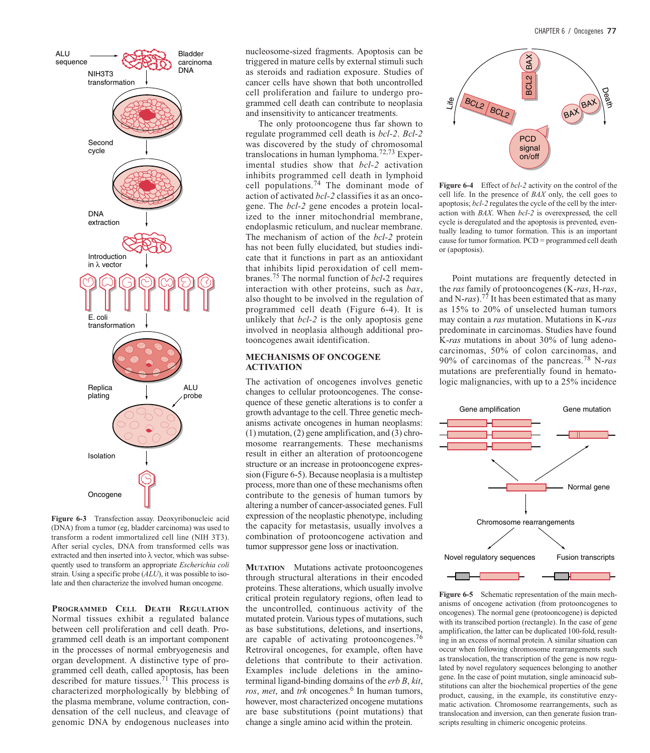Figure 6-3 Transfection assay. Deoxyribonucleic acid (DNA) from a tumor (eg, bladder carcinoma) was used to transform a rodent immortalized cell line (NIH 3T3). After serial cycles, DNA from transformed cells was extracted and then inserted into λ vector, which was subsequently used to transform an appropriate *Escherichia coli* strain. Using a specific probe (*ALU*), it was possible to isolate and then characterize the involved human oncogene.

**Programmed Cell Death Regulation** Normal tissues exhibit a regulated balance between cell proliferation and cell death. Programmed cell death is an important component in the processes of normal embryogenesis and organ development. A distinctive type of programmed cell death, called apoptosis, has been described for mature tissues.[71] This process is characterized morphologically by blebbing of the plasma membrane, volume contraction, condensation of the cell nucleus, and cleavage of genomic DNA by endogenous nucleases into nucleosome-sized fragments. Apoptosis can be triggered in mature cells by external stimuli such as steroids and radiation exposure. Studies of cancer cells have shown that both uncontrolled cell proliferation and failure to undergo programmed cell death can contribute to neoplasia and insensitivity to anticancer treatments.

The only protooncogene thus far shown to regulate programmed cell death is *bcl-2*. *Bcl-2* was discovered by the study of chromosomal translocations in human lymphoma.[72,73] Experimental studies show that *bcl-2* activation inhibits programmed cell death in lymphoid cell populations.[74] The dominant mode of action of activated *bcl-2* classifies it as an oncogene. The *bcl-2* gene encodes a protein localized to the inner mitochondrial membrane, endoplasmic reticulum, and nuclear membrane. The mechanism of action of the *bcl-2* protein has not been fully elucidated, but studies indicate that it functions in part as an antioxidant that inhibits lipid peroxidation of cell membranes.[75] The normal function of *bcl*-2 requires interaction with other proteins, such as *bax*, also thought to be involved in the regulation of programmed cell death (Figure 6-4). It is unlikely that *bcl-2* is the only apoptosis gene involved in neoplasia although additional protooncogenes await identification.

## MECHANISMS OF ONCOGENE ACTIVATION

The activation of oncogenes involves genetic changes to cellular protooncogenes. The consequence of these genetic alterations is to confer a growth advantage to the cell. Three genetic mechanisms activate oncogenes in human neoplasms: (1) mutation, (2) gene amplification, and (3) chromosome rearrangements. These mechanisms result in either an alteration of protooncogene structure or an increase in protooncogene expression (Figure 6-5). Because neoplasia is a multistep process, more than one of these mechanisms often contribute to the genesis of human tumors by altering a number of cancer-associated genes. Full expression of the neoplastic phenotype, including the capacity for metastasis, usually involves a combination of protooncogene activation and tumor suppressor gene loss or inactivation.

**Mutation** Mutations activate protooncogenes through structural alterations in their encoded proteins. These alterations, which usually involve critical protein regulatory regions, often lead to the uncontrolled, continuous activity of the mutated protein. Various types of mutations, such as base substitutions, deletions, and insertions, are capable of activating protooncogenes.[76] Retroviral oncogenes, for example, often have deletions that contribute to their activation. Examples include deletions in the amino-terminal ligand-binding domains of the *erb B*, *kit*, *ros*, *met*, and *trk* oncogenes.[6] In human tumors, however, most characterized oncogene mutations are base substitutions (point mutations) that change a single amino acid within the protein.

Figure 6-4 Effect of *bcl-2* activity on the control of the cell life. In the presence of *BAX* only, the cell goes to apoptosis; *bcl-2* regulates the cycle of the cell by the interaction with *BAX*. When *bcl-2* is overexpressed, the cell cycle is deregulated and the apoptosis is prevented, eventually leading to tumor formation. This is an important cause for tumor formation. PCD = programmed cell death or (apoptosis).

Point mutations are frequently detected in the *ras* family of protooncogenes (K-*ras*, H-*ras*, and N-*ras*).[77] It has been estimated that as many as 15% to 20% of unselected human tumors may contain a *ras* mutation. Mutations in K-*ras* predominate in carcinomas. Studies have found K-*ras* mutations in about 30% of lung adenocarcinomas, 50% of colon carcinomas, and 90% of carcinomas of the pancreas.[78] N-*ras* mutations are preferentially found in hematologic malignancies, with up to a 25% incidence

Figure 6-5 Schematic representation of the main mechanisms of oncogene activation (from protooncogenes to oncogenes). The normal gene (protooncogene) is depicted with its transcibed portion (rectangle). In the case of gene amplification, the latter can be duplicated 100-fold, resulting in an excess of normal protein. A similar situation can occur when following chromosome rearrangements such as translocation, the transcription of the gene is now regulated by novel regulatory sequences belonging to another gene. In the case of point mutation, single aminoacid substitutions can alter the biochemical properties of the gene product, causing, in the example, its constitutive enzymatic activation. Chromosome rearrangements, such as translocation and inversion, can then generate fusion transcripts resulting in chimeric oncogenic proteins.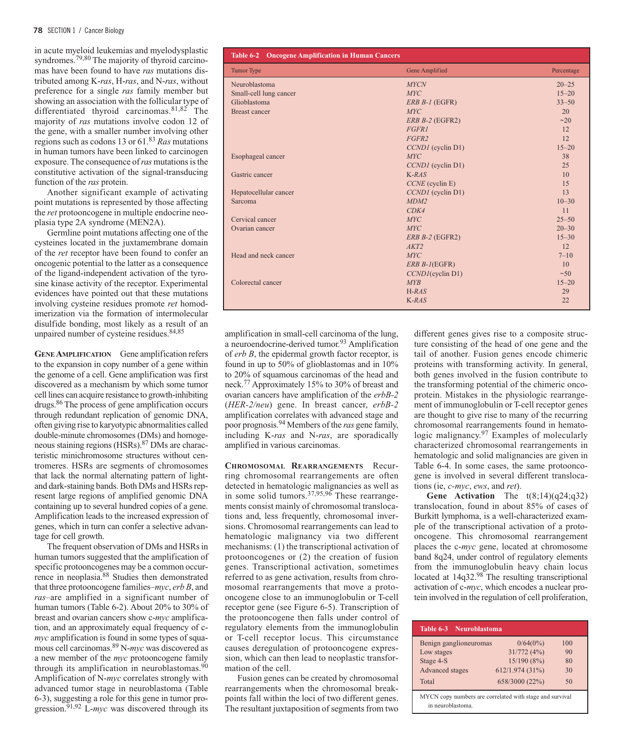in acute myeloid leukemias and myelodysplastic syndromes.[79,80] The majority of thyroid carcinomas have been found to have *ras* mutations distributed among K-*ras*, H-*ras*, and N-*ras*, without preference for a single *ras* family member but showing an association with the follicular type of differentiated thyroid carcinomas.[81,82] The majority of *ras* mutations involve codon 12 of the gene, with a smaller number involving other regions such as codons 13 or 61.[83] *Ras* mutations in human tumors have been linked to carcinogen exposure. The consequence of *ras* mutations is the constitutive activation of the signal-transducing function of the *ras* protein.

Another significant example of activating point mutations is represented by those affecting the *ret* protooncogene in multiple endocrine neoplasia type 2A syndrome (MEN2A).

Germline point mutations affecting one of the cysteines located in the juxtamembrane domain of the *ret* receptor have been found to confer an oncogenic potential to the latter as a consequence of the ligand-independent activation of the tyrosine kinase activity of the receptor. Experimental evidences have pointed out that these mutations involving cysteine residues promote *ret* homodimerization via the formation of intermolecular disulfide bonding, most likely as a result of an unpaired number of cysteine residues.[84,85]

**Gene Amplification** Gene amplification refers to the expansion in copy number of a gene within the genome of a cell. Gene amplification was first discovered as a mechanism by which some tumor cell lines can acquire resistance to growth-inhibiting drugs.[86] The process of gene amplification occurs through redundant replication of genomic DNA, often giving rise to karyotypic abnormalities called double-minute chromosomes (DMs) and homogeneous staining regions (HSRs).[87] DMs are characteristic minichromosome structures without centromeres. HSRs are segments of chromosomes that lack the normal alternating pattern of light- and dark-staining bands. Both DMs and HSRs represent large regions of amplified genomic DNA containing up to several hundred copies of a gene. Amplification leads to the increased expression of genes, which in turn can confer a selective advantage for cell growth.

The frequent observation of DMs and HSRs in human tumors suggested that the amplification of specific protooncogenes may be a common occurrence in neoplasia.[88] Studies then demonstrated that three protooncogene families–*myc*, *erb B*, and *ras*–are amplified in a significant number of human tumors (Table 6-2). About 20% to 30% of breast and ovarian cancers show c-*myc* amplification, and an approximately equal frequency of c-*myc* amplification is found in some types of squamous cell carcinomas.[89] N-*myc* was discovered as a new member of the *myc* protooncogene family through its amplification in neuroblastomas.[90] Amplification of N-*myc* correlates strongly with advanced tumor stage in neuroblastoma (Table 6-3), suggesting a role for this gene in tumor progression.[91,92] L-*myc* was discovered through its amplification in small-cell carcinoma of the lung, a neuroendocrine-derived tumor.[93] Amplification of *erb B*, the epidermal growth factor receptor, is found in up to 50% of glioblastomas and in 10% to 20% of squamous carcinomas of the head and neck.[77] Approximately 15% to 30% of breast and ovarian cancers have amplification of the *erbB-2* (*HER-2/neu*) gene. In breast cancer, *erbB-2* amplification correlates with advanced stage and poor prognosis.[94] Members of the *ras* gene family, including K-*ras* and N-*ras*, are sporadically amplified in various carcinomas.

**Table 6-2 Oncogene Amplification in Human Cancers**

| Tumor Type | Gene Amplified | Percentage |
|---|---|---|
| Neuroblastoma | *MYCN* | 20–25 |
| Small-cell lung cancer | *MYC* | 15–20 |
| Glioblastoma | *ERB B-1* (EGFR) | 33–50 |
| Breast cancer | *MYC* | 20 |
| | *ERB B-2* (EGFR2) | ~20 |
| | *FGFR1* | 12 |
| | *FGFR2* | 12 |
| | *CCND1* (cyclin D1) | 15–20 |
| Esophageal cancer | *MYC* | 38 |
| | *CCND1* (cyclin D1) | 25 |
| Gastric cancer | K-*RAS* | 10 |
| | *CCNE* (cyclin E) | 15 |
| Hepatocellular cancer | *CCND1* (cyclin D1) | 13 |
| Sarcoma | *MDM2* | 10–30 |
| | *CDK4* | 11 |
| Cervical cancer | *MYC* | 25–50 |
| Ovarian cancer | *MYC* | 20–30 |
| | *ERB B-2* (EGFR2) | 15–30 |
| | *AKT2* | 12 |
| Head and neck cancer | *MYC* | 7–10 |
| | *ERB B-1*(EGFR) | 10 |
| | *CCND1*(cyclin D1) | ~50 |
| Colorectal cancer | *MYB* | 15–20 |
| | H-*RAS* | 29 |
| | K-*RAS* | 22 |

**Chromosomal Rearrangements** Recurring chromosomal rearrangements are often detected in hematologic malignancies as well as in some solid tumors.[37,95,96] These rearrangements consist mainly of chromosomal translocations and, less frequently, chromosomal inversions. Chromosomal rearrangements can lead to hematologic malignancy via two different mechanisms: (1) the transcriptional activation of protooncogenes or (2) the creation of fusion genes. Transcriptional activation, sometimes referred to as gene activation, results from chromosomal rearrangements that move a protooncogene close to an immunoglobulin or T-cell receptor gene (see Figure 6-5). Transcription of the protooncogene then falls under control of regulatory elements from the immunoglobulin or T-cell receptor locus. This circumstance causes deregulation of protooncogene expression, which can then lead to neoplastic transformation of the cell.

Fusion genes can be created by chromosomal rearrangements when the chromosomal breakpoints fall within the loci of two different genes. The resultant juxtaposition of segments from two different genes gives rise to a composite structure consisting of the head of one gene and the tail of another. Fusion genes encode chimeric proteins with transforming activity. In general, both genes involved in the fusion contribute to the transforming potential of the chimeric oncoprotein. Mistakes in the physiologic rearrangement of immunoglobulin or T-cell receptor genes are thought to give rise to many of the recurring chromosomal rearrangements found in hematologic malignancy.[97] Examples of molecularly characterized chromosomal rearrangements in hematologic and solid malignancies are given in Table 6-4. In some cases, the same protooncogene is involved in several different translocations (ie, *c-myc*, *ews*, and *ret*).

**Gene Activation** The t(8;14)(q24;q32) translocation, found in about 85% of cases of Burkitt lymphoma, is a well-characterized example of the transcriptional activation of a protooncogene. This chromosomal rearrangement places the c-*myc* gene, located at chromosome band 8q24, under control of regulatory elements from the immunoglobulin heavy chain locus located at 14q32.[98] The resulting transcriptional activation of c-*myc*, which encodes a nuclear protein involved in the regulation of cell proliferation,

**Table 6-3 Neuroblastoma**

| | | |
|---|---|---|
| Benign ganglioneuromas | 0/64(0%) | 100 |
| Low stages | 31/772 (4%) | 90 |
| Stage 4-S | 15/190 (8%) | 80 |
| Advanced stages | 612/1.974 (31%) | 30 |
| Total | 658/3000 (22%) | 50 |

MYCN copy numbers are correlated with stage and survival in neuroblastoma.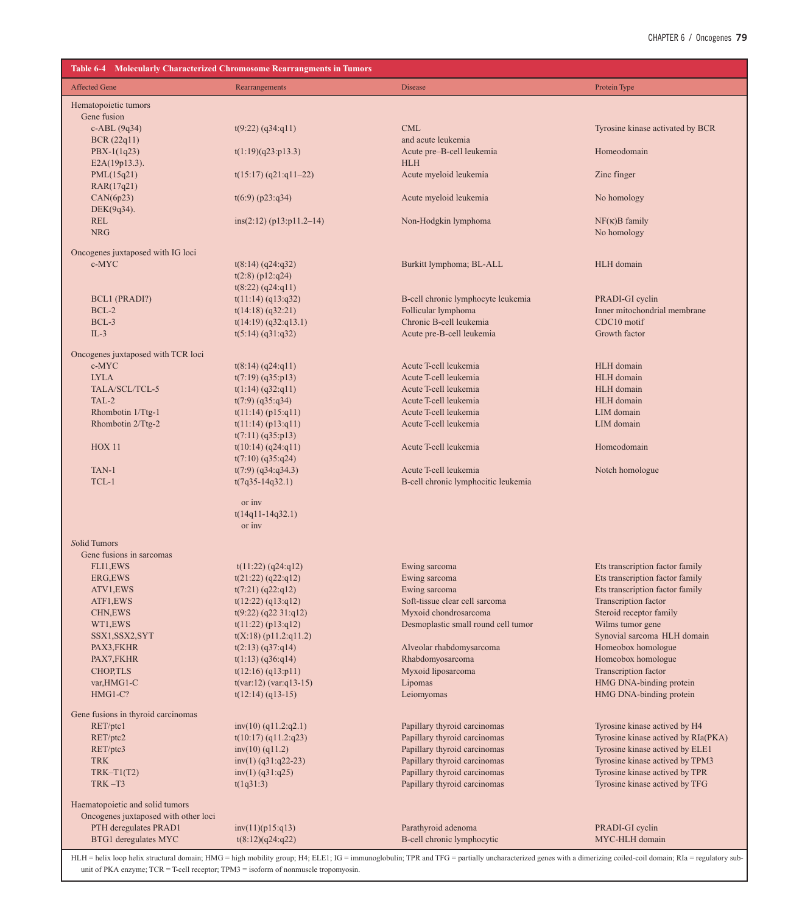**Table 6-4 Molecularly Characterized Chromosome Rearrangments in Tumors**

| Affected Gene | Rearrangements | Disease | Protein Type |
|---|---|---|---|
| Hematopoietic tumors | | | |
| Gene fusion | | | |
| c-ABL (9q34) | t(9:22) (q34:q11) | CML | Tyrosine kinase activated by BCR |
| BCR (22q11) | | and acute leukemia | |
| PBX-1(1q23) | t(1:19)(q23:p13.3) | Acute pre–B-cell leukemia | Homeodomain |
| E2A(19p13.3). | | HLH | |
| PML(15q21) | t(15:17) (q21:q11–22) | Acute myeloid leukemia | Zinc finger |
| RAR(17q21) | | | |
| CAN(6p23) | t(6:9) (p23:q34) | Acute myeloid leukemia | No homology |
| DEK(9q34). | | | |
| REL | ins(2:12) (p13:p11.2–14) | Non-Hodgkin lymphoma | NF(κ)B family |
| NRG | | | No homology |
| Oncogenes juxtaposed with IG loci | | | |
| c-MYC | t(8:14) (q24:q32) | Burkitt lymphoma; BL-ALL | HLH domain |
| | t(2:8) (p12:q24) | | |
| | t(8:22) (q24:q11) | | |
| BCL1 (PRADI?) | t(11:14) (q13:q32) | B-cell chronic lymphocyte leukemia | PRADI-GI cyclin |
| BCL-2 | t(14:18) (q32:21) | Follicular lymphoma | Inner mitochondrial membrane |
| BCL-3 | t(14:19) (q32:q13.1) | Chronic B-cell leukemia | CDC10 motif |
| IL-3 | t(5:14) (q31:q32) | Acute pre-B-cell leukemia | Growth factor |
| Oncogenes juxtaposed with TCR loci | | | |
| c-MYC | t(8:14) (q24:q11) | Acute T-cell leukemia | HLH domain |
| LYLA | t(7:19) (q35:p13) | Acute T-cell leukemia | HLH domain |
| TALA/SCL/TCL-5 | t(1:14) (q32:q11) | Acute T-cell leukemia | HLH domain |
| TAL-2 | t(7:9) (q35:q34) | Acute T-cell leukemia | HLH domain |
| Rhombotin 1/Ttg-1 | t(11:14) (p15:q11) | Acute T-cell leukemia | LIM domain |
| Rhombotin 2/Ttg-2 | t(11:14) (p13:q11) | Acute T-cell leukemia | LIM domain |
| | t(7:11) (q35:p13) | | |
| HOX 11 | t(10:14) (q24:q11) | Acute T-cell leukemia | Homeodomain |
| | t(7:10) (q35:q24) | | |
| TAN-1 | t(7:9) (q34:q34.3) | Acute T-cell leukemia | Notch homologue |
| TCL-1 | t(7q35-14q32.1) | B-cell chronic lymphocitic leukemia | |
| | or inv | | |
| | t(14q11-14q32.1) | | |
| | or inv | | |
| *S*olid Tumors | | | |
| Gene fusions in sarcomas | | | |
| FLI1,EWS | t(11:22) (q24:q12) | Ewing sarcoma | Ets transcription factor family |
| ERG,EWS | t(21:22) (q22:q12) | Ewing sarcoma | Ets transcription factor family |
| ATV1,EWS | t(7:21) (q22:q12) | Ewing sarcoma | Ets transcription factor family |
| ATF1,EWS | t(12:22) (q13:q12) | Soft-tissue clear cell sarcoma | Transcription factor |
| CHN,EWS | t(9:22) (q22 31:q12) | Myxoid chondrosarcoma | Steroid receptor family |
| WT1,EWS | t(11:22) (p13:q12) | Desmoplastic small round cell tumor | Wilms tumor gene |
| SSX1,SSX2,SYT | t(X:18) (p11.2:q11.2) | | Synovial sarcoma HLH domain |
| PAX3,FKHR | t(2:13) (q37:q14) | Alveolar rhabdomysarcoma | Homeobox homologue |
| PAX7,FKHR | t(1:13) (q36:q14) | Rhabdomyosarcoma | Homeobox homologue |
| CHOP,TLS | t(12:16) (q13:p11) | Myxoid liposarcoma | Transcription factor |
| var,HMG1-C | t(var:12) (var:q13-15) | Lipomas | HMG DNA-binding protein |
| HMG1-C? | t(12:14) (q13-15) | Leiomyomas | HMG DNA-binding protein |
| Gene fusions in thyroid carcinomas | | | |
| RET/ptc1 | inv(10) (q11.2:q2.1) | Papillary thyroid carcinomas | Tyrosine kinase actived by H4 |
| RET/ptc2 | t(10:17) (q11.2:q23) | Papillary thyroid carcinomas | Tyrosine kinase actived by RIa(PKA) |
| RET/ptc3 | inv(10) (q11.2) | Papillary thyroid carcinomas | Tyrosine kinase actived by ELE1 |
| TRK | inv(1) (q31:q22-23) | Papillary thyroid carcinomas | Tyrosine kinase actived by TPM3 |
| TRK–T1(T2) | inv(1) (q31:q25) | Papillary thyroid carcinomas | Tyrosine kinase actived by TPR |
| TRK –T3 | t(1q31:3) | Papillary thyroid carcinomas | Tyrosine kinase actived by TFG |
| Haematopoietic and solid tumors | | | |
| Oncogenes juxtaposed with other loci | | | |
| PTH deregulates PRAD1 | inv(11)(p15:q13) | Parathyroid adenoma | PRADI-GI cyclin |
| BTG1 deregulates MYC | t(8:12)(q24:q22) | B-cell chronic lymphocytic | MYC-HLH domain |

HLH = helix loop helix structural domain; HMG = high mobility group; H4; ELE1; IG = immunoglobulin; TPR and TFG = partially uncharacterized genes with a dimerizing coiled-coil domain; RIa = regulatory subunit of PKA enzyme; TCR = T-cell receptor; TPM3 = isoform of nonmuscle tropomyosin.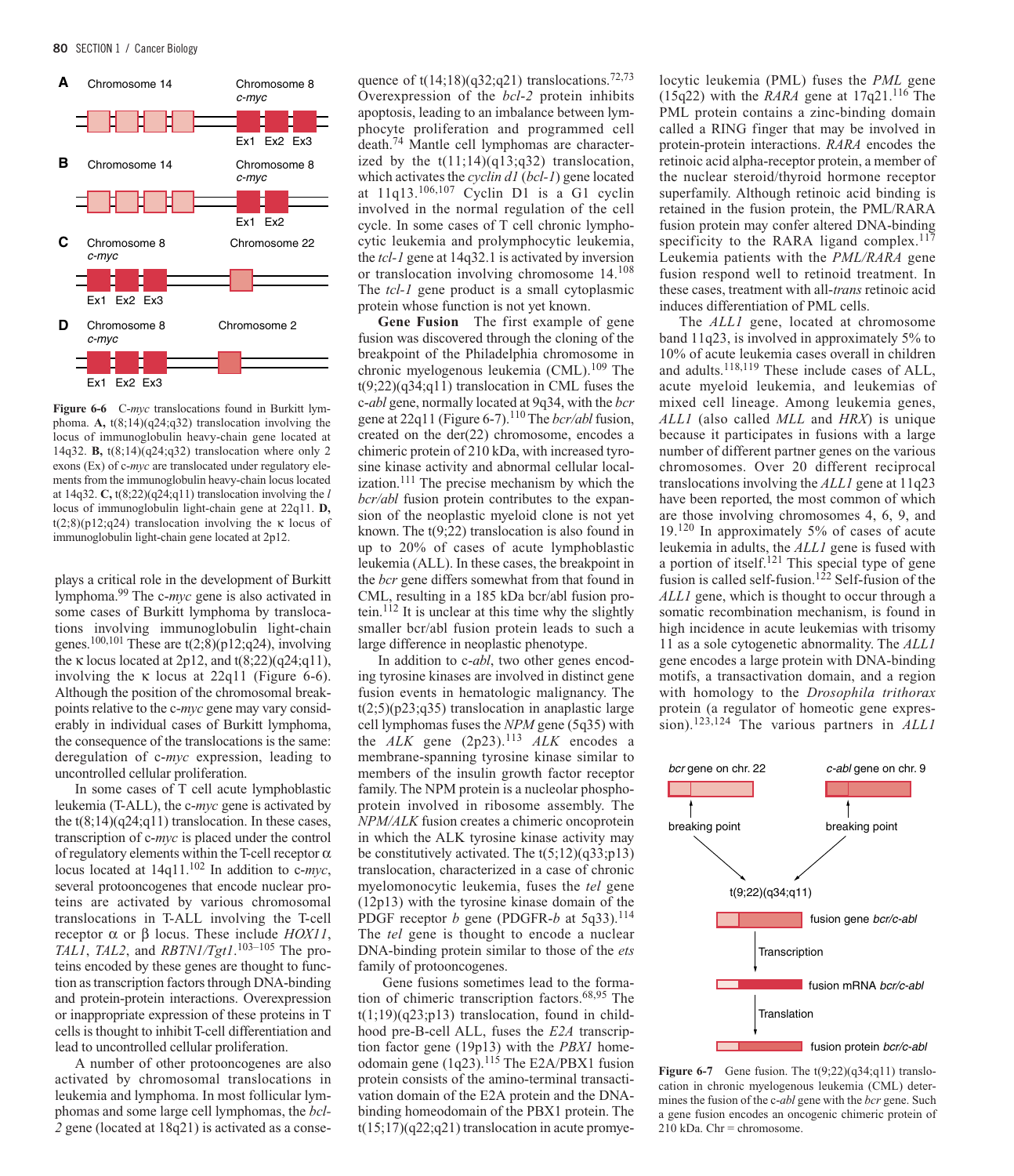**Figure 6-6** C-*myc* translocations found in Burkitt lymphoma. **A,** t(8;14)(q24;q32) translocation involving the locus of immunoglobulin heavy-chain gene located at 14q32. **B,** t(8;14)(q24;q32) translocation where only 2 exons (Ex) of c-*myc* are translocated under regulatory elements from the immunoglobulin heavy-chain locus located at 14q32. **C,** t(8;22)(q24;q11) translocation involving the *l* locus of immunoglobulin light-chain gene at 22q11. **D,** t(2;8)(p12;q24) translocation involving the κ locus of immunoglobulin light-chain gene located at 2p12.

plays a critical role in the development of Burkitt lymphoma.[99] The c-*myc* gene is also activated in some cases of Burkitt lymphoma by translocations involving immunoglobulin light-chain genes.[100,101] These are t(2;8)(p12;q24), involving the κ locus located at 2p12, and t(8;22)(q24;q11), involving the κ locus at 22q11 (Figure 6-6). Although the position of the chromosomal breakpoints relative to the c-*myc* gene may vary considerably in individual cases of Burkitt lymphoma, the consequence of the translocations is the same: deregulation of c-*myc* expression, leading to uncontrolled cellular proliferation.

In some cases of T cell acute lymphoblastic leukemia (T-ALL), the c-*myc* gene is activated by the t(8;14)(q24;q11) translocation. In these cases, transcription of c-*myc* is placed under the control of regulatory elements within the T-cell receptor α locus located at 14q11.[102] In addition to c-*myc*, several protooncogenes that encode nuclear proteins are activated by various chromosomal translocations in T-ALL involving the T-cell receptor α or β locus. These include *HOX11*, *TAL1*, *TAL2*, and *RBTN1/Tgt1*.[103–105] The proteins encoded by these genes are thought to function as transcription factors through DNA-binding and protein-protein interactions. Overexpression or inappropriate expression of these proteins in T cells is thought to inhibit T-cell differentiation and lead to uncontrolled cellular proliferation.

A number of other protooncogenes are also activated by chromosomal translocations in leukemia and lymphoma. In most follicular lymphomas and some large cell lymphomas, the *bcl-2* gene (located at 18q21) is activated as a consequence of t(14;18)(q32;q21) translocations.[72,73] Overexpression of the *bcl-2* protein inhibits apoptosis, leading to an imbalance between lymphocyte proliferation and programmed cell death.[74] Mantle cell lymphomas are characterized by the t(11;14)(q13;q32) translocation, which activates the *cyclin d1* (*bcl-1*) gene located at 11q13.[106,107] Cyclin D1 is a G1 cyclin involved in the normal regulation of the cell cycle. In some cases of T cell chronic lymphocytic leukemia and prolymphocytic leukemia, the *tcl-1* gene at 14q32.1 is activated by inversion or translocation involving chromosome 14.[108] The *tcl-1* gene product is a small cytoplasmic protein whose function is not yet known.

**Gene Fusion** The first example of gene fusion was discovered through the cloning of the breakpoint of the Philadelphia chromosome in chronic myelogenous leukemia (CML).[109] The t(9;22)(q34;q11) translocation in CML fuses the c-*abl* gene, normally located at 9q34, with the *bcr* gene at 22q11 (Figure 6-7).[110] The *bcr/abl* fusion, created on the der(22) chromosome, encodes a chimeric protein of 210 kDa, with increased tyrosine kinase activity and abnormal cellular localization.[111] The precise mechanism by which the *bcr/abl* fusion protein contributes to the expansion of the neoplastic myeloid clone is not yet known. The t(9;22) translocation is also found in up to 20% of cases of acute lymphoblastic leukemia (ALL). In these cases, the breakpoint in the *bcr* gene differs somewhat from that found in CML, resulting in a 185 kDa bcr/abl fusion protein.[112] It is unclear at this time why the slightly smaller bcr/abl fusion protein leads to such a large difference in neoplastic phenotype.

In addition to c-*abl*, two other genes encoding tyrosine kinases are involved in distinct gene fusion events in hematologic malignancy. The t(2;5)(p23;q35) translocation in anaplastic large cell lymphomas fuses the *NPM* gene (5q35) with the *ALK* gene (2p23).[113] *ALK* encodes a membrane-spanning tyrosine kinase similar to members of the insulin growth factor receptor family. The NPM protein is a nucleolar phosphoprotein involved in ribosome assembly. The *NPM/ALK* fusion creates a chimeric oncoprotein in which the ALK tyrosine kinase activity may be constitutively activated. The t(5;12)(q33;p13) translocation, characterized in a case of chronic myelomonocytic leukemia, fuses the *tel* gene (12p13) with the tyrosine kinase domain of the PDGF receptor *b* gene (PDGFR-*b* at 5q33).[114] The *tel* gene is thought to encode a nuclear DNA-binding protein similar to those of the *ets* family of protooncogenes.

Gene fusions sometimes lead to the formation of chimeric transcription factors.[68,95] The t(1;19)(q23;p13) translocation, found in childhood pre-B-cell ALL, fuses the *E2A* transcription factor gene (19p13) with the *PBX1* homeodomain gene (1q23).[115] The E2A/PBX1 fusion protein consists of the amino-terminal transactivation domain of the E2A protein and the DNA-binding homeodomain of the PBX1 protein. The t(15;17)(q22;q21) translocation in acute promyelocytic leukemia (PML) fuses the *PML* gene (15q22) with the *RARA* gene at 17q21.[116] The PML protein contains a zinc-binding domain called a RING finger that may be involved in protein-protein interactions. *RARA* encodes the retinoic acid alpha-receptor protein, a member of the nuclear steroid/thyroid hormone receptor superfamily. Although retinoic acid binding is retained in the fusion protein, the PML/RARA fusion protein may confer altered DNA-binding specificity to the RARA ligand complex.[117] Leukemia patients with the *PML/RARA* gene fusion respond well to retinoid treatment. In these cases, treatment with all-*trans* retinoic acid induces differentiation of PML cells.

The *ALL1* gene, located at chromosome band 11q23, is involved in approximately 5% to 10% of acute leukemia cases overall in children and adults.[118,119] These include cases of ALL, acute myeloid leukemia, and leukemias of mixed cell lineage. Among leukemia genes, *ALL1* (also called *MLL* and *HRX*) is unique because it participates in fusions with a large number of different partner genes on the various chromosomes. Over 20 different reciprocal translocations involving the *ALL1* gene at 11q23 have been reported, the most common of which are those involving chromosomes 4, 6, 9, and 19.[120] In approximately 5% of cases of acute leukemia in adults, the *ALL1* gene is fused with a portion of itself.[121] This special type of gene fusion is called self-fusion.[122] Self-fusion of the *ALL1* gene, which is thought to occur through a somatic recombination mechanism, is found in high incidence in acute leukemias with trisomy 11 as a sole cytogenetic abnormality. The *ALL1* gene encodes a large protein with DNA-binding motifs, a transactivation domain, and a region with homology to the *Drosophila trithorax* protein (a regulator of homeotic gene expression).[123,124] The various partners in *ALL1*

**Figure 6-7** Gene fusion. The t(9;22)(q34;q11) translocation in chronic myelogenous leukemia (CML) determines the fusion of the c-*abl* gene with the *bcr* gene. Such a gene fusion encodes an oncogenic chimeric protein of 210 kDa. Chr = chromosome.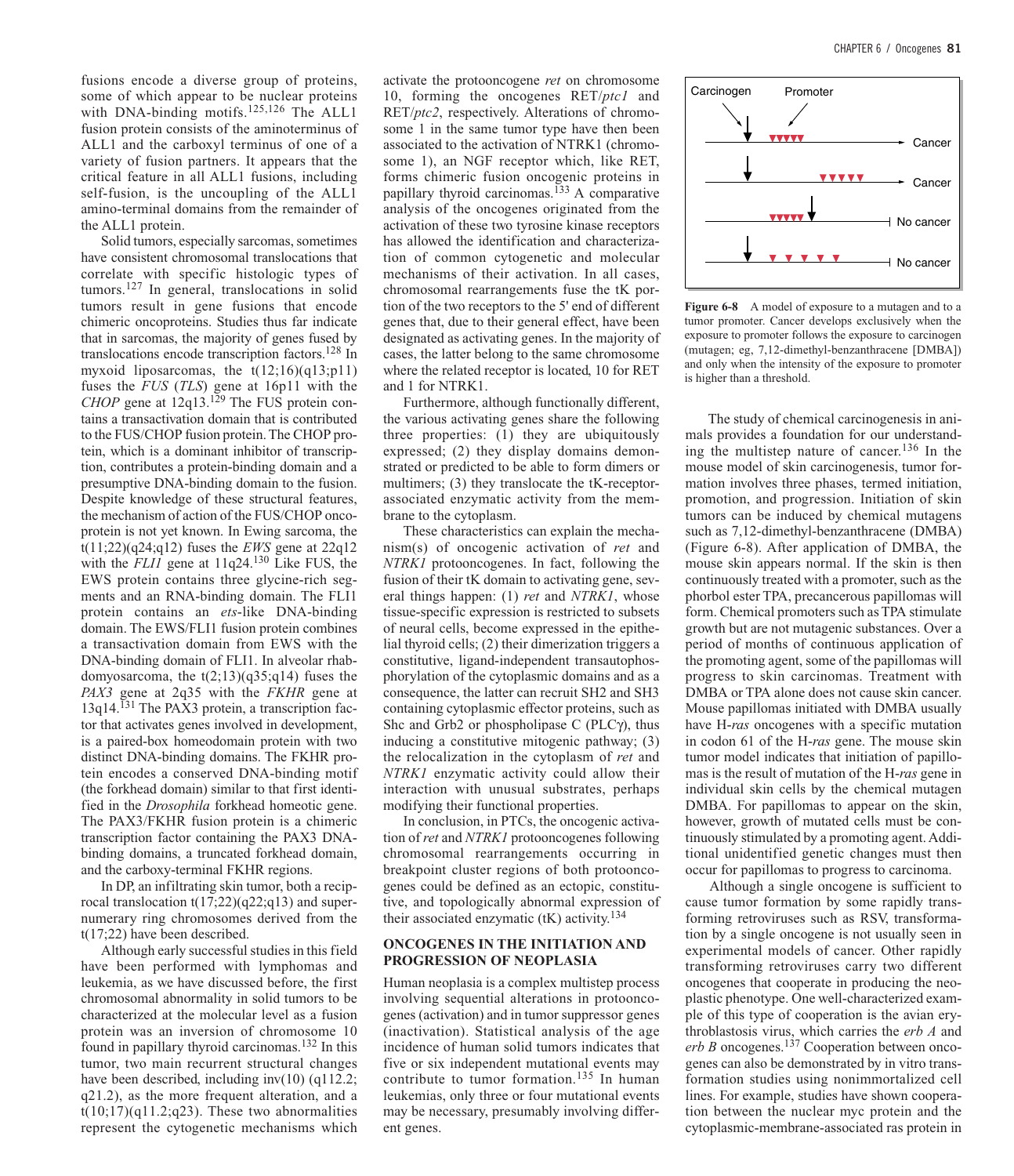fusions encode a diverse group of proteins, some of which appear to be nuclear proteins with DNA-binding motifs.[125,126] The ALL1 fusion protein consists of the aminoterminus of ALL1 and the carboxyl terminus of one of a variety of fusion partners. It appears that the critical feature in all ALL1 fusions, including self-fusion, is the uncoupling of the ALL1 amino-terminal domains from the remainder of the ALL1 protein.

Solid tumors, especially sarcomas, sometimes have consistent chromosomal translocations that correlate with specific histologic types of tumors.[127] In general, translocations in solid tumors result in gene fusions that encode chimeric oncoproteins. Studies thus far indicate that in sarcomas, the majority of genes fused by translocations encode transcription factors.[128] In myxoid liposarcomas, the t(12;16)(q13;p11) fuses the *FUS* (*TLS*) gene at 16p11 with the *CHOP* gene at 12q13.[129] The FUS protein contains a transactivation domain that is contributed to the FUS/CHOP fusion protein. The CHOP protein, which is a dominant inhibitor of transcription, contributes a protein-binding domain and a presumptive DNA-binding domain to the fusion. Despite knowledge of these structural features, the mechanism of action of the FUS/CHOP oncoprotein is not yet known. In Ewing sarcoma, the t(11;22)(q24;q12) fuses the *EWS* gene at 22q12 with the *FLI1* gene at 11q24.[130] Like FUS, the EWS protein contains three glycine-rich segments and an RNA-binding domain. The FLI1 protein contains an *ets*-like DNA-binding domain. The EWS/FLI1 fusion protein combines a transactivation domain from EWS with the DNA-binding domain of FLI1. In alveolar rhabdomyosarcoma, the t(2;13)(q35;q14) fuses the *PAX3* gene at 2q35 with the *FKHR* gene at 13q14.[131] The PAX3 protein, a transcription factor that activates genes involved in development, is a paired-box homeodomain protein with two distinct DNA-binding domains. The FKHR protein encodes a conserved DNA-binding motif (the forkhead domain) similar to that first identified in the *Drosophila* forkhead homeotic gene. The PAX3/FKHR fusion protein is a chimeric transcription factor containing the PAX3 DNA-binding domains, a truncated forkhead domain, and the carboxy-terminal FKHR regions.

In DP, an infiltrating skin tumor, both a reciprocal translocation t(17;22)(q22;q13) and supernumerary ring chromosomes derived from the t(17;22) have been described.

Although early successful studies in this field have been performed with lymphomas and leukemia, as we have discussed before, the first chromosomal abnormality in solid tumors to be characterized at the molecular level as a fusion protein was an inversion of chromosome 10 found in papillary thyroid carcinomas.[132] In this tumor, two main recurrent structural changes have been described, including inv(10) (q112.2; q21.2), as the more frequent alteration, and a t(10;17)(q11.2;q23). These two abnormalities represent the cytogenetic mechanisms which activate the protooncogene *ret* on chromosome 10, forming the oncogenes RET/*ptc1* and RET/*ptc2*, respectively. Alterations of chromosome 1 in the same tumor type have then been associated to the activation of NTRK1 (chromosome 1), an NGF receptor which, like RET, forms chimeric fusion oncogenic proteins in papillary thyroid carcinomas.[133] A comparative analysis of the oncogenes originated from the activation of these two tyrosine kinase receptors has allowed the identification and characterization of common cytogenetic and molecular mechanisms of their activation. In all cases, chromosomal rearrangements fuse the tK portion of the two receptors to the 5' end of different genes that, due to their general effect, have been designated as activating genes. In the majority of cases, the latter belong to the same chromosome where the related receptor is located, 10 for RET and 1 for NTRK1.

Furthermore, although functionally different, the various activating genes share the following three properties: (1) they are ubiquitously expressed; (2) they display domains demonstrated or predicted to be able to form dimers or multimers; (3) they translocate the tK-receptor-associated enzymatic activity from the membrane to the cytoplasm.

These characteristics can explain the mechanism(s) of oncogenic activation of *ret* and *NTRK1* protooncogenes. In fact, following the fusion of their tK domain to activating gene, several things happen: (1) *ret* and *NTRK1*, whose tissue-specific expression is restricted to subsets of neural cells, become expressed in the epithelial thyroid cells; (2) their dimerization triggers a constitutive, ligand-independent transautophosphorylation of the cytoplasmic domains and as a consequence, the latter can recruit SH2 and SH3 containing cytoplasmic effector proteins, such as Shc and Grb2 or phospholipase C (PLCγ), thus inducing a constitutive mitogenic pathway; (3) the relocalization in the cytoplasm of *ret* and *NTRK1* enzymatic activity could allow their interaction with unusual substrates, perhaps modifying their functional properties.

In conclusion, in PTCs, the oncogenic activation of *ret* and *NTRK1* protooncogenes following chromosomal rearrangements occurring in breakpoint cluster regions of both protooncogenes could be defined as an ectopic, constitutive, and topologically abnormal expression of their associated enzymatic (tK) activity.[134]

## ONCOGENES IN THE INITIATION AND PROGRESSION OF NEOPLASIA

Human neoplasia is a complex multistep process involving sequential alterations in protooncogenes (activation) and in tumor suppressor genes (inactivation). Statistical analysis of the age incidence of human solid tumors indicates that five or six independent mutational events may contribute to tumor formation.[135] In human leukemias, only three or four mutational events may be necessary, presumably involving different genes.

**Figure 6-8** A model of exposure to a mutagen and to a tumor promoter. Cancer develops exclusively when the exposure to promoter follows the exposure to carcinogen (mutagen; eg, 7,12-dimethyl-benzanthracene [DMBA]) and only when the intensity of the exposure to promoter is higher than a threshold.

The study of chemical carcinogenesis in animals provides a foundation for our understanding the multistep nature of cancer.[136] In the mouse model of skin carcinogenesis, tumor formation involves three phases, termed initiation, promotion, and progression. Initiation of skin tumors can be induced by chemical mutagens such as 7,12-dimethyl-benzanthracene (DMBA) (Figure 6-8). After application of DMBA, the mouse skin appears normal. If the skin is then continuously treated with a promoter, such as the phorbol ester TPA, precancerous papillomas will form. Chemical promoters such as TPA stimulate growth but are not mutagenic substances. Over a period of months of continuous application of the promoting agent, some of the papillomas will progress to skin carcinomas. Treatment with DMBA or TPA alone does not cause skin cancer. Mouse papillomas initiated with DMBA usually have H-*ras* oncogenes with a specific mutation in codon 61 of the H-*ras* gene. The mouse skin tumor model indicates that initiation of papillomas is the result of mutation of the H-*ras* gene in individual skin cells by the chemical mutagen DMBA. For papillomas to appear on the skin, however, growth of mutated cells must be continuously stimulated by a promoting agent. Additional unidentified genetic changes must then occur for papillomas to progress to carcinoma.

Although a single oncogene is sufficient to cause tumor formation by some rapidly transforming retroviruses such as RSV, transformation by a single oncogene is not usually seen in experimental models of cancer. Other rapidly transforming retroviruses carry two different oncogenes that cooperate in producing the neoplastic phenotype. One well-characterized example of this type of cooperation is the avian erythroblastosis virus, which carries the *erb A* and *erb B* oncogenes.[137] Cooperation between oncogenes can also be demonstrated by in vitro transformation studies using nonimmortalized cell lines. For example, studies have shown cooperation between the nuclear myc protein and the cytoplasmic-membrane-associated ras protein in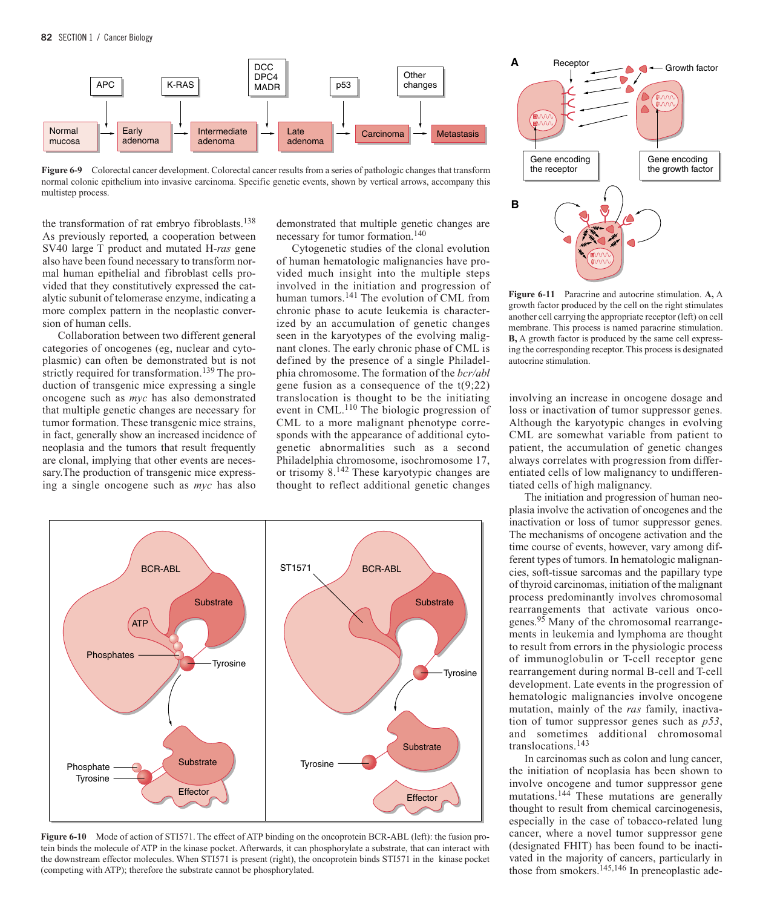Figure 6-9 Colorectal cancer development. Colorectal cancer results from a series of pathologic changes that transform normal colonic epithelium into invasive carcinoma. Specific genetic events, shown by vertical arrows, accompany this multistep process.

the transformation of rat embryo fibroblasts.[138] As previously reported, a cooperation between SV40 large T product and mutated H-*ras* gene also have been found necessary to transform normal human epithelial and fibroblast cells provided that they constitutively expressed the catalytic subunit of telomerase enzyme, indicating a more complex pattern in the neoplastic conversion of human cells.

Collaboration between two different general categories of oncogenes (eg, nuclear and cytoplasmic) can often be demonstrated but is not strictly required for transformation.[139] The production of transgenic mice expressing a single oncogene such as *myc* has also demonstrated that multiple genetic changes are necessary for tumor formation. These transgenic mice strains, in fact, generally show an increased incidence of neoplasia and the tumors that result frequently are clonal, implying that other events are necessary.The production of transgenic mice expressing a single oncogene such as *myc* has also demonstrated that multiple genetic changes are necessary for tumor formation.[140]

Cytogenetic studies of the clonal evolution of human hematologic malignancies have provided much insight into the multiple steps involved in the initiation and progression of human tumors.[141] The evolution of CML from chronic phase to acute leukemia is characterized by an accumulation of genetic changes seen in the karyotypes of the evolving malignant clones. The early chronic phase of CML is defined by the presence of a single Philadelphia chromosome. The formation of the *bcr/abl* gene fusion as a consequence of the t(9;22) translocation is thought to be the initiating event in CML.[110] The biologic progression of CML to a more malignant phenotype corresponds with the appearance of additional cytogenetic abnormalities such as a second Philadelphia chromosome, isochromosome 17, or trisomy 8.[142] These karyotypic changes are thought to reflect additional genetic changes involving an increase in oncogene dosage and loss or inactivation of tumor suppressor genes. Although the karyotypic changes in evolving CML are somewhat variable from patient to patient, the accumulation of genetic changes always correlates with progression from differentiated cells of low malignancy to undifferentiated cells of high malignancy.

Figure 6-11 Paracrine and autocrine stimulation. **A,** A growth factor produced by the cell on the right stimulates another cell carrying the appropriate receptor (left) on cell membrane. This process is named paracrine stimulation. **B,** A growth factor is produced by the same cell expressing the corresponding receptor. This process is designated autocrine stimulation.

The initiation and progression of human neoplasia involve the activation of oncogenes and the inactivation or loss of tumor suppressor genes. The mechanisms of oncogene activation and the time course of events, however, vary among different types of tumors. In hematologic malignancies, soft-tissue sarcomas and the papillary type of thyroid carcinomas, initiation of the malignant process predominantly involves chromosomal rearrangements that activate various oncogenes.[95] Many of the chromosomal rearrangements in leukemia and lymphoma are thought to result from errors in the physiologic process of immunoglobulin or T-cell receptor gene rearrangement during normal B-cell and T-cell development. Late events in the progression of hematologic malignancies involve oncogene mutation, mainly of the *ras* family, inactivation of tumor suppressor genes such as *p53*, and sometimes additional chromosomal translocations.[143]

In carcinomas such as colon and lung cancer, the initiation of neoplasia has been shown to involve oncogene and tumor suppressor gene mutations.[144] These mutations are generally thought to result from chemical carcinogenesis, especially in the case of tobacco-related lung cancer, where a novel tumor suppressor gene (designated FHIT) has been found to be inactivated in the majority of cancers, particularly in those from smokers.[145,146] In preneoplastic ade-

Figure 6-10 Mode of action of STI571. The effect of ATP binding on the oncoprotein BCR-ABL (left): the fusion protein binds the molecule of ATP in the kinase pocket. Afterwards, it can phosphorylate a substrate, that can interact with the downstream effector molecules. When STI571 is present (right), the oncoprotein binds STI571 in the kinase pocket (competing with ATP); therefore the substrate cannot be phosphorylated.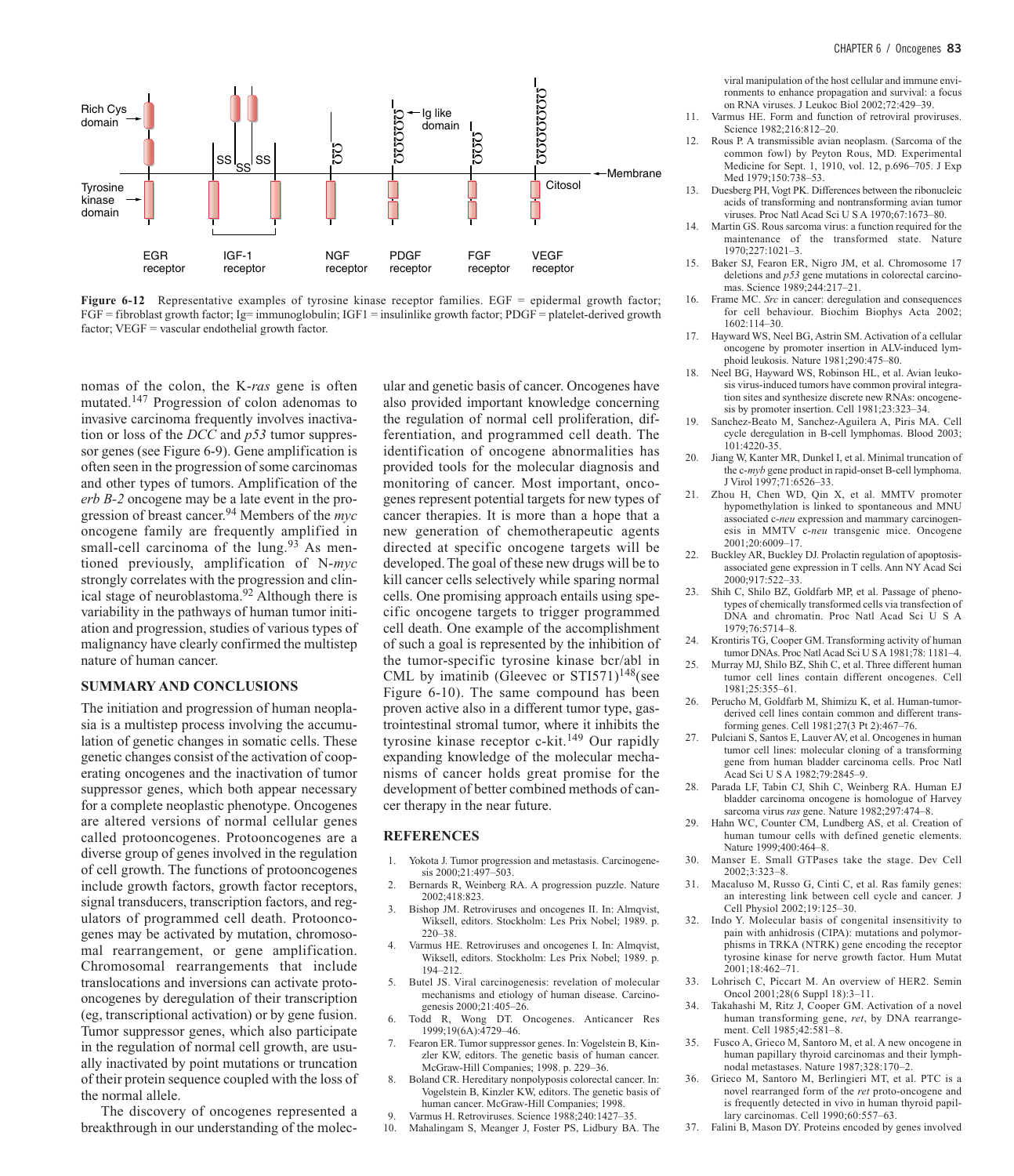Figure 6-12 Representative examples of tyrosine kinase receptor families. EGF = epidermal growth factor; FGF = fibroblast growth factor; Ig= immunoglobulin; IGF1 = insulinlike growth factor; PDGF = platelet-derived growth factor; VEGF = vascular endothelial growth factor.

nomas of the colon, the K-*ras* gene is often mutated.[147] Progression of colon adenomas to invasive carcinoma frequently involves inactivation or loss of the *DCC* and *p53* tumor suppressor genes (see Figure 6-9). Gene amplification is often seen in the progression of some carcinomas and other types of tumors. Amplification of the *erb B-2* oncogene may be a late event in the progression of breast cancer.[94] Members of the *myc* oncogene family are frequently amplified in small-cell carcinoma of the lung.[93] As mentioned previously, amplification of N-*myc* strongly correlates with the progression and clinical stage of neuroblastoma.[92] Although there is variability in the pathways of human tumor initiation and progression, studies of various types of malignancy have clearly confirmed the multistep nature of human cancer.

## SUMMARY AND CONCLUSIONS

The initiation and progression of human neoplasia is a multistep process involving the accumulation of genetic changes in somatic cells. These genetic changes consist of the activation of cooperating oncogenes and the inactivation of tumor suppressor genes, which both appear necessary for a complete neoplastic phenotype. Oncogenes are altered versions of normal cellular genes called protooncogenes. Protooncogenes are a diverse group of genes involved in the regulation of cell growth. The functions of protooncogenes include growth factors, growth factor receptors, signal transducers, transcription factors, and regulators of programmed cell death. Protooncogenes may be activated by mutation, chromosomal rearrangement, or gene amplification. Chromosomal rearrangements that include translocations and inversions can activate protooncogenes by deregulation of their transcription (eg, transcriptional activation) or by gene fusion. Tumor suppressor genes, which also participate in the regulation of normal cell growth, are usually inactivated by point mutations or truncation of their protein sequence coupled with the loss of the normal allele.

The discovery of oncogenes represented a breakthrough in our understanding of the molecular and genetic basis of cancer. Oncogenes have also provided important knowledge concerning the regulation of normal cell proliferation, differentiation, and programmed cell death. The identification of oncogene abnormalities has provided tools for the molecular diagnosis and monitoring of cancer. Most important, oncogenes represent potential targets for new types of cancer therapies. It is more than a hope that a new generation of chemotherapeutic agents directed at specific oncogene targets will be developed. The goal of these new drugs will be to kill cancer cells selectively while sparing normal cells. One promising approach entails using specific oncogene targets to trigger programmed cell death. One example of the accomplishment of such a goal is represented by the inhibition of the tumor-specific tyrosine kinase bcr/abl in CML by imatinib (Gleevec or STI571)[148](see Figure 6-10). The same compound has been proven active also in a different tumor type, gastrointestinal stromal tumor, where it inhibits the tyrosine kinase receptor c-kit.[149] Our rapidly expanding knowledge of the molecular mechanisms of cancer holds great promise for the development of better combined methods of cancer therapy in the near future.

## REFERENCES

1. Yokota J. Tumor progression and metastasis. Carcinogenesis 2000;21:497–503.
2. Bernards R, Weinberg RA. A progression puzzle. Nature 2002;418:823.
3. Bishop JM. Retroviruses and oncogenes II. In: Almqvist, Wiksell, editors. Stockholm: Les Prix Nobel; 1989. p. 220–38.
4. Varmus HE. Retroviruses and oncogenes I. In: Almqvist, Wiksell, editors. Stockholm: Les Prix Nobel; 1989. p. 194–212.
5. Butel JS. Viral carcinogenesis: revelation of molecular mechanisms and etiology of human disease. Carcinogenesis 2000;21:405–26.
6. Todd R, Wong DT. Oncogenes. Anticancer Res 1999;19(6A):4729–46.
7. Fearon ER. Tumor suppressor genes. In: Vogelstein B, Kinzler KW, editors. The genetic basis of human cancer. McGraw-Hill Companies; 1998. p. 229–36.
8. Boland CR. Hereditary nonpolyposis colorectal cancer. In: Vogelstein B, Kinzler KW, editors. The genetic basis of human cancer. McGraw-Hill Companies; 1998.
9. Varmus H. Retroviruses. Science 1988;240:1427–35.
10. Mahalingam S, Meanger J, Foster PS, Lidbury BA. The viral manipulation of the host cellular and immune environments to enhance propagation and survival: a focus on RNA viruses. J Leukoc Biol 2002;72:429–39.
11. Varmus HE. Form and function of retroviral proviruses. Science 1982;216:812–20.
12. Rous P. A transmissible avian neoplasm. (Sarcoma of the common fowl) by Peyton Rous, MD. Experimental Medicine for Sept. 1, 1910, vol. 12, p.696–705. J Exp Med 1979;150:738–53.
13. Duesberg PH, Vogt PK. Differences between the ribonucleic acids of transforming and nontransforming avian tumor viruses. Proc Natl Acad Sci U S A 1970;67:1673–80.
14. Martin GS. Rous sarcoma virus: a function required for the maintenance of the transformed state. Nature 1970;227:1021–3.
15. Baker SJ, Fearon ER, Nigro JM, et al. Chromosome 17 deletions and *p53* gene mutations in colorectal carcinomas. Science 1989;244:217–21.
16. Frame MC. *Src* in cancer: deregulation and consequences for cell behaviour. Biochim Biophys Acta 2002; 1602:114–30.
17. Hayward WS, Neel BG, Astrin SM. Activation of a cellular oncogene by promoter insertion in ALV-induced lymphoid leukosis. Nature 1981;290:475–80.
18. Neel BG, Hayward WS, Robinson HL, et al. Avian leukosis virus-induced tumors have common proviral integration sites and synthesize discrete new RNAs: oncogenesis by promoter insertion. Cell 1981;23:323–34.
19. Sanchez-Beato M, Sanchez-Aguilera A, Piris MA. Cell cycle deregulation in B-cell lymphomas. Blood 2003; 101:4220-35.
20. Jiang W, Kanter MR, Dunkel I, et al. Minimal truncation of the c-*myb* gene product in rapid-onset B-cell lymphoma. J Virol 1997;71:6526–33.
21. Zhou H, Chen WD, Qin X, et al. MMTV promoter hypomethylation is linked to spontaneous and MNU associated c-*neu* expression and mammary carcinogenesis in MMTV c-*neu* transgenic mice. Oncogene 2001;20:6009–17.
22. Buckley AR, Buckley DJ. Prolactin regulation of apoptosis-associated gene expression in T cells. Ann NY Acad Sci 2000;917:522–33.
23. Shih C, Shilo BZ, Goldfarb MP, et al. Passage of phenotypes of chemically transformed cells via transfection of DNA and chromatin. Proc Natl Acad Sci U S A 1979;76:5714–8.
24. Krontiris TG, Cooper GM. Transforming activity of human tumor DNAs. Proc Natl Acad Sci U S A 1981;78: 1181–4.
25. Murray MJ, Shilo BZ, Shih C, et al. Three different human tumor cell lines contain different oncogenes. Cell 1981;25:355–61.
26. Perucho M, Goldfarb M, Shimizu K, et al. Human-tumor-derived cell lines contain common and different transforming genes. Cell 1981;27(3 Pt 2):467–76.
27. Pulciani S, Santos E, Lauver AV, et al. Oncogenes in human tumor cell lines: molecular cloning of a transforming gene from human bladder carcinoma cells. Proc Natl Acad Sci U S A 1982;79:2845–9.
28. Parada LF, Tabin CJ, Shih C, Weinberg RA. Human EJ bladder carcinoma oncogene is homologue of Harvey sarcoma virus *ras* gene. Nature 1982;297:474–8.
29. Hahn WC, Counter CM, Lundberg AS, et al. Creation of human tumour cells with defined genetic elements. Nature 1999;400:464–8.
30. Manser E. Small GTPases take the stage. Dev Cell 2002;3:323–8.
31. Macaluso M, Russo G, Cinti C, et al. Ras family genes: an interesting link between cell cycle and cancer. J Cell Physiol 2002;19:125–30.
32. Indo Y. Molecular basis of congenital insensitivity to pain with anhidrosis (CIPA): mutations and polymorphisms in TRKA (NTRK) gene encoding the receptor tyrosine kinase for nerve growth factor. Hum Mutat 2001;18:462–71.
33. Lohrisch C, Piccart M. An overview of HER2. Semin Oncol 2001;28(6 Suppl 18):3–11.
34. Takahashi M, Ritz J, Cooper GM. Activation of a novel human transforming gene, *ret*, by DNA rearrangement. Cell 1985;42:581–8.
35. Fusco A, Grieco M, Santoro M, et al. A new oncogene in human papillary thyroid carcinomas and their lymph-nodal metastases. Nature 1987;328:170–2.
36. Grieco M, Santoro M, Berlingieri MT, et al. PTC is a novel rearranged form of the *ret* proto-oncogene and is frequently detected in vivo in human thyroid papillary carcinomas. Cell 1990;60:557–63.
37. Falini B, Mason DY. Proteins encoded by genes involved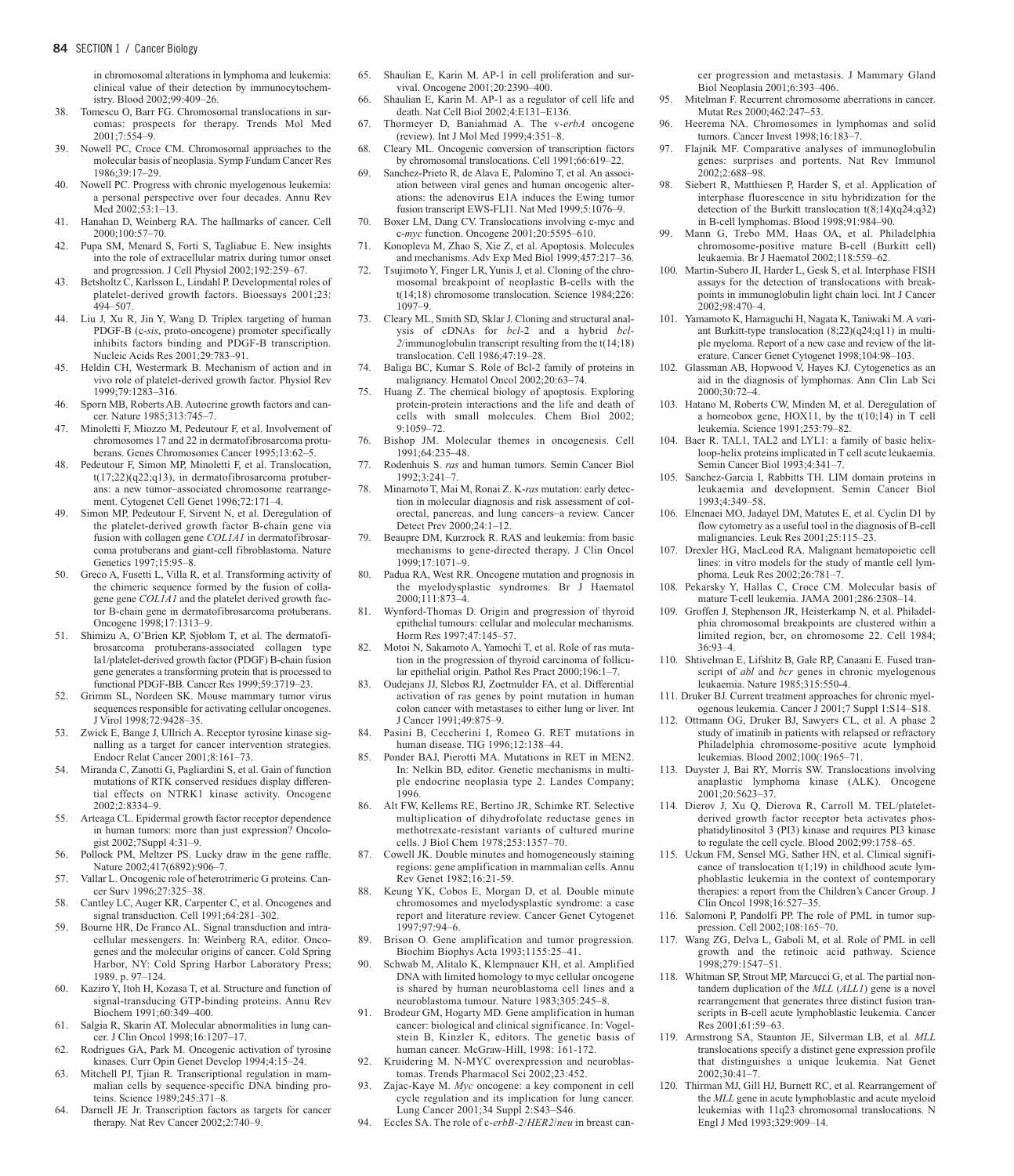in chromosomal alterations in lymphoma and leukemia: clinical value of their detection by immunocytochemistry. Blood 2002;99:409–26.

38. Tomescu O, Barr FG. Chromosomal translocations in sarcomas: prospects for therapy. Trends Mol Med 2001;7:554–9.
39. Nowell PC, Croce CM. Chromosomal approaches to the molecular basis of neoplasia. Symp Fundam Cancer Res 1986;39:17–29.
40. Nowell PC. Progress with chronic myelogenous leukemia: a personal perspective over four decades. Annu Rev Med 2002;53:1–13.
41. Hanahan D, Weinberg RA. The hallmarks of cancer. Cell 2000;100:57–70.
42. Pupa SM, Menard S, Forti S, Tagliabue E. New insights into the role of extracellular matrix during tumor onset and progression. J Cell Physiol 2002;192:259–67.
43. Betsholtz C, Karlsson L, Lindahl P. Developmental roles of platelet-derived growth factors. Bioessays 2001;23: 494–507.
44. Liu J, Xu R, Jin Y, Wang D. Triplex targeting of human PDGF-B (c-*sis*, proto-oncogene) promoter specifically inhibits factors binding and PDGF-B transcription. Nucleic Acids Res 2001;29:783–91.
45. Heldin CH, Westermark B. Mechanism of action and in vivo role of platelet-derived growth factor. Physiol Rev 1999;79:1283–316.
46. Sporn MB, Roberts AB. Autocrine growth factors and cancer. Nature 1985;313:745–7.
47. Minoletti F, Miozzo M, Pedeutour F, et al. Involvement of chromosomes 17 and 22 in dermatofibrosarcoma protuberans. Genes Chromosomes Cancer 1995;13:62–5.
48. Pedeutour F, Simon MP, Minoletti F, et al. Translocation, t(17;22)(q22;q13), in dermatofibrosarcoma protuberans: a new tumor–associated chromosome rearrangement. Cytogenet Cell Genet 1996;72:171–4.
49. Simon MP, Pedeutour F, Sirvent N, et al. Deregulation of the platelet-derived growth factor B-chain gene via fusion with collagen gene *COL1A1* in dermatofibrosarcoma protuberans and giant-cell fibroblastoma. Nature Genetics 1997;15:95–8.
50. Greco A, Fusetti L, Villa R, et al. Transforming activity of the chimeric sequence formed by the fusion of collagene gene *COL1A1* and the platelet derived growth factor B-chain gene in dermatofibrosarcoma protuberans. Oncogene 1998;17:1313–9.
51. Shimizu A, O'Brien KP, Sjoblom T, et al. The dermatofibrosarcoma protuberans-associated collagen type Ia1/platelet-derived growth factor (PDGF) B-chain fusion gene generates a transforming protein that is processed to functional PDGF-BB. Cancer Res 1999;59:3719–23.
52. Grimm SL, Nordeen SK. Mouse mammary tumor virus sequences responsible for activating cellular oncogenes. J Virol 1998;72:9428–35.
53. Zwick E, Bange J, Ullrich A. Receptor tyrosine kinase signalling as a target for cancer intervention strategies. Endocr Relat Cancer 2001;8:161–73.
54. Miranda C, Zanotti G, Pagliardini S, et al. Gain of function mutations of RTK conserved residues display differential effects on NTRK1 kinase activity. Oncogene 2002;2:8334–9.
55. Arteaga CL. Epidermal growth factor receptor dependence in human tumors: more than just expression? Oncologist 2002;7Suppl 4:31–9.
56. Pollock PM, Meltzer PS. Lucky draw in the gene raffle. Nature 2002;417(6892):906–7.
57. Vallar L. Oncogenic role of heterotrimeric G proteins. Cancer Surv 1996;27:325–38.
58. Cantley LC, Auger KR, Carpenter C, et al. Oncogenes and signal transduction. Cell 1991;64:281–302.
59. Bourne HR, De Franco AL. Signal transduction and intracellular messengers. In: Weinberg RA, editor. Oncogenes and the molecular origins of cancer. Cold Spring Harbor, NY: Cold Spring Harbor Laboratory Press; 1989. p. 97–124.
60. Kaziro Y, Itoh H, Kozasa T, et al. Structure and function of signal-transducing GTP-binding proteins. Annu Rev Biochem 1991;60:349–400.
61. Salgia R, Skarin AT. Molecular abnormalities in lung cancer. J Clin Oncol 1998;16:1207–17.
62. Rodrigues GA, Park M. Oncogenic activation of tyrosine kinases. Curr Opin Genet Develop 1994;4:15–24.
63. Mitchell PJ, Tjian R. Transcriptional regulation in mammalian cells by sequence-specific DNA binding proteins. Science 1989;245:371–8.
64. Darnell JE Jr. Transcription factors as targets for cancer therapy. Nat Rev Cancer 2002;2:740–9.
65. Shaulian E, Karin M. AP-1 in cell proliferation and survival. Oncogene 2001;20:2390–400.
66. Shaulian E, Karin M. AP-1 as a regulator of cell life and death. Nat Cell Biol 2002;4:E131–E136.
67. Thormeyer D, Baniahmad A. The v-*erbA* oncogene (review). Int J Mol Med 1999;4:351–8.
68. Cleary ML. Oncogenic conversion of transcription factors by chromosomal translocations. Cell 1991;66:619–22.
69. Sanchez-Prieto R, de Alava E, Palomino T, et al. An association between viral genes and human oncogenic alterations: the adenovirus E1A induces the Ewing tumor fusion transcript EWS-FLI1. Nat Med 1999;5:1076–9.
70. Boxer LM, Dang CV. Translocations involving c-myc and c-*myc* function. Oncogene 2001;20:5595–610.
71. Konopleva M, Zhao S, Xie Z, et al. Apoptosis. Molecules and mechanisms. Adv Exp Med Biol 1999;457:217–36.
72. Tsujimoto Y, Finger LR, Yunis J, et al. Cloning of the chromosomal breakpoint of neoplastic B-cells with the t(14;18) chromosome translocation. Science 1984;226: 1097–9.
73. Cleary ML, Smith SD, Sklar J. Cloning and structural analysis of cDNAs for *bcl*-2 and a hybrid *bcl-2*/immunoglobulin transcript resulting from the t(14;18) translocation. Cell 1986;47:19–28.
74. Baliga BC, Kumar S. Role of Bcl-2 family of proteins in malignancy. Hematol Oncol 2002;20:63–74.
75. Huang Z. The chemical biology of apoptosis. Exploring protein-protein interactions and the life and death of cells with small molecules. Chem Biol 2002; 9:1059–72.
76. Bishop JM. Molecular themes in oncogenesis. Cell 1991;64:235–48.
77. Rodenhuis S. *ras* and human tumors. Semin Cancer Biol 1992;3:241–7.
78. Minamoto T, Mai M, Ronai Z. K-*ras* mutation: early detection in molecular diagnosis and risk assessment of colorectal, pancreas, and lung cancers–a review. Cancer Detect Prev 2000;24:1–12.
79. Beaupre DM, Kurzrock R. RAS and leukemia: from basic mechanisms to gene-directed therapy. J Clin Oncol 1999;17:1071–9.
80. Padua RA, West RR. Oncogene mutation and prognosis in the myelodysplastic syndromes. Br J Haematol 2000;111:873–4.
81. Wynford-Thomas D. Origin and progression of thyroid epithelial tumours: cellular and molecular mechanisms. Horm Res 1997;47:145–57.
82. Motoi N, Sakamoto A, Yamochi T, et al. Role of ras mutation in the progression of thyroid carcinoma of follicular epithelial origin. Pathol Res Pract 2000;196:1–7.
83. Oudejans JJ, Slebos RJ, Zoetmulder FA, et al. Differential activation of ras genes by point mutation in human colon cancer with metastases to either lung or liver. Int J Cancer 1991;49:875–9.
84. Pasini B, Ceccherini I, Romeo G. RET mutations in human disease. TIG 1996;12:138–44.
85. Ponder BAJ, Pierotti MA. Mutations in RET in MEN2. In: Nelkin BD, editor. Genetic mechanisms in multiple endocrine neoplasia type 2. Landes Company; 1996.
86. Alt FW, Kellems RE, Bertino JR, Schimke RT. Selective multiplication of dihydrofolate reductase genes in methotrexate-resistant variants of cultured murine cells. J Biol Chem 1978;253:1357–70.
87. Cowell JK. Double minutes and homogeneously staining regions: gene amplification in mammalian cells. Annu Rev Genet 1982;16:21-59.
88. Keung YK, Cobos E, Morgan D, et al. Double minute chromosomes and myelodysplastic syndrome: a case report and literature review. Cancer Genet Cytogenet 1997;97:94–6.
89. Brison O. Gene amplification and tumor progression. Biochim Biophys Acta 1993;1155:25–41.
90. Schwab M, Alitalo K, Klempnauer KH, et al. Amplified DNA with limited homology to myc cellular oncogene is shared by human neuroblastoma cell lines and a neuroblastoma tumour. Nature 1983;305:245–8.
91. Brodeur GM, Hogarty MD. Gene amplification in human cancer: biological and clinical significance. In: Vogelstein B, Kinzler K, editors. The genetic basis of human cancer. McGraw-Hill, 1998: 161-172.
92. Kruidering M. N-MYC overexpression and neuroblastomas. Trends Pharmacol Sci 2002;23:452.
93. Zajac-Kaye M. *Myc* oncogene: a key component in cell cycle regulation and its implication for lung cancer. Lung Cancer 2001;34 Suppl 2:S43–S46.
94. Eccles SA. The role of c-*erbB-2*/*HER2*/*neu* in breast cancer progression and metastasis. J Mammary Gland Biol Neoplasia 2001;6:393–406.
95. Mitelman F. Recurrent chromosome aberrations in cancer. Mutat Res 2000;462:247–53.
96. Heerema NA. Chromosomes in lymphomas and solid tumors. Cancer Invest 1998;16:183–7.
97. Flajnik MF. Comparative analyses of immunoglobulin genes: surprises and portents. Nat Rev Immunol 2002;2:688–98.
98. Siebert R, Matthiesen P, Harder S, et al. Application of interphase fluorescence in situ hybridization for the detection of the Burkitt translocation t(8;14)(q24;q32) in B-cell lymphomas. Blood 1998;91:984–90.
99. Mann G, Trebo MM, Haas OA, et al. Philadelphia chromosome-positive mature B-cell (Burkitt cell) leukaemia. Br J Haematol 2002;118:559–62.
100. Martin-Subero JI, Harder L, Gesk S, et al. Interphase FISH assays for the detection of translocations with breakpoints in immunoglobulin light chain loci. Int J Cancer 2002;98:470–4.
101. Yamamoto K, Hamaguchi H, Nagata K, Taniwaki M. A variant Burkitt-type translocation (8;22)(q24;q11) in multiple myeloma. Report of a new case and review of the literature. Cancer Genet Cytogenet 1998;104:98–103.
102. Glassman AB, Hopwood V, Hayes KJ. Cytogenetics as an aid in the diagnosis of lymphomas. Ann Clin Lab Sci 2000;30:72–4.
103. Hatano M, Roberts CW, Minden M, et al. Deregulation of a homeobox gene, HOX11, by the t(10;14) in T cell leukemia. Science 1991;253:79–82.
104. Baer R. TAL1, TAL2 and LYL1: a family of basic helix-loop-helix proteins implicated in T cell acute leukaemia. Semin Cancer Biol 1993;4:341–7.
105. Sanchez-Garcia I, Rabbitts TH. LIM domain proteins in leukaemia and development. Semin Cancer Biol 1993;4:349–58.
106. Elnenaei MO, Jadayel DM, Matutes E, et al. Cyclin D1 by flow cytometry as a useful tool in the diagnosis of B-cell malignancies. Leuk Res 2001;25:115–23.
107. Drexler HG, MacLeod RA. Malignant hematopoietic cell lines: in vitro models for the study of mantle cell lymphoma. Leuk Res 2002;26:781–7.
108. Pekarsky Y, Hallas C, Croce CM. Molecular basis of mature T-cell leukemia. JAMA 2001;286:2308–14.
109. Groffen J, Stephenson JR, Heisterkamp N, et al. Philadelphia chromosomal breakpoints are clustered within a limited region, bcr, on chromosome 22. Cell 1984; 36:93–4.
110. Shtivelman E, Lifshitz B, Gale RP, Canaani E. Fused transcript of *abl* and *bcr* genes in chronic myelogenous leukaemia. Nature 1985;315:550-4.
111. Druker BJ. Current treatment approaches for chronic myelogenous leukemia. Cancer J 2001;7 Suppl 1:S14–S18.
112. Ottmann OG, Druker BJ, Sawyers CL, et al. A phase 2 study of imatinib in patients with relapsed or refractory Philadelphia chromosome-positive acute lymphoid leukemias. Blood 2002;100(:1965–71.
113. Duyster J, Bai RY, Morris SW. Translocations involving anaplastic lymphoma kinase (ALK). Oncogene 2001;20:5623–37.
114. Dierov J, Xu Q, Dierova R, Carroll M. TEL/platelet-derived growth factor receptor beta activates phosphatidylinositol 3 (PI3) kinase and requires PI3 kinase to regulate the cell cycle. Blood 2002;99:1758–65.
115. Uckun FM, Sensel MG, Sather HN, et al. Clinical significance of translocation t(1;19) in childhood acute lymphoblastic leukemia in the context of contemporary therapies: a report from the Children's Cancer Group. J Clin Oncol 1998;16:527–35.
116. Salomoni P, Pandolfi PP. The role of PML in tumor suppression. Cell 2002;108:165–70.
117. Wang ZG, Delva L, Gaboli M, et al. Role of PML in cell growth and the retinoic acid pathway. Science 1998;279:1547–51.
118. Whitman SP, Strout MP, Marcucci G, et al. The partial nontandem duplication of the *MLL* (*ALL1*) gene is a novel rearrangement that generates three distinct fusion transcripts in B-cell acute lymphoblastic leukemia. Cancer Res 2001;61:59–63.
119. Armstrong SA, Staunton JE, Silverman LB, et al. *MLL* translocations specify a distinct gene expression profile that distinguishes a unique leukemia. Nat Genet 2002;30:41–7.
120. Thirman MJ, Gill HJ, Burnett RC, et al. Rearrangement of the *MLL* gene in acute lymphoblastic and acute myeloid leukemias with 11q23 chromosomal translocations. N Engl J Med 1993;329:909–14.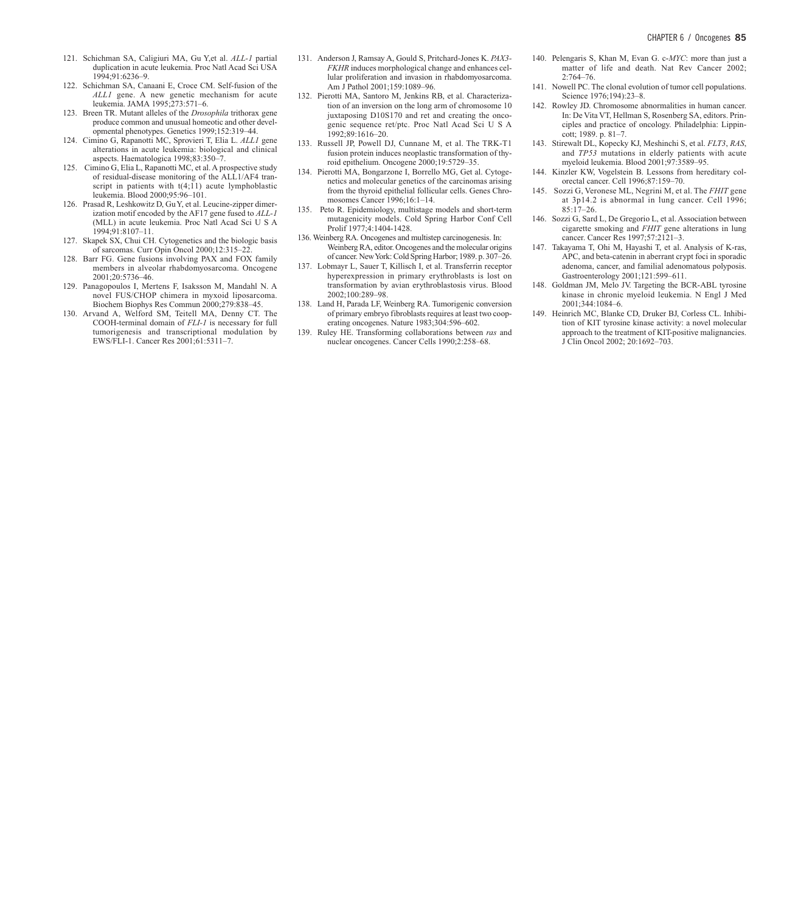121. Schichman SA, Caligiuri MA, Gu Y,et al. *ALL-1* partial duplication in acute leukemia. Proc Natl Acad Sci USA 1994;91:6236–9.
122. Schichman SA, Canaani E, Croce CM. Self-fusion of the *ALL1* gene. A new genetic mechanism for acute leukemia. JAMA 1995;273:571–6.
123. Breen TR. Mutant alleles of the *Drosophila* trithorax gene produce common and unusual homeotic and other developmental phenotypes. Genetics 1999;152:319–44.
124. Cimino G, Rapanotti MC, Sprovieri T, Elia L. *ALL1* gene alterations in acute leukemia: biological and clinical aspects. Haematologica 1998;83:350–7.
125. Cimino G, Elia L, Rapanotti MC, et al. A prospective study of residual-disease monitoring of the ALL1/AF4 transcript in patients with t(4;11) acute lymphoblastic leukemia. Blood 2000;95:96–101.
126. Prasad R, Leshkowitz D, Gu Y, et al. Leucine-zipper dimerization motif encoded by the AF17 gene fused to *ALL-1* (MLL) in acute leukemia. Proc Natl Acad Sci U S A 1994;91:8107–11.
127. Skapek SX, Chui CH. Cytogenetics and the biologic basis of sarcomas. Curr Opin Oncol 2000;12:315–22.
128. Barr FG. Gene fusions involving PAX and FOX family members in alveolar rhabdomyosarcoma. Oncogene 2001;20:5736–46.
129. Panagopoulos I, Mertens F, Isaksson M, Mandahl N. A novel FUS/CHOP chimera in myxoid liposarcoma. Biochem Biophys Res Commun 2000;279:838–45.
130. Arvand A, Welford SM, Teitell MA, Denny CT. The COOH-terminal domain of *FLI-1* is necessary for full tumorigenesis and transcriptional modulation by EWS/FLI-1. Cancer Res 2001;61:5311–7.
131. Anderson J, Ramsay A, Gould S, Pritchard-Jones K. *PAX3-FKHR* induces morphological change and enhances cellular proliferation and invasion in rhabdomyosarcoma. Am J Pathol 2001;159:1089–96.
132. Pierotti MA, Santoro M, Jenkins RB, et al. Characterization of an inversion on the long arm of chromosome 10 juxtaposing D10S170 and ret and creating the oncogenic sequence ret/ptc. Proc Natl Acad Sci U S A 1992;89:1616–20.
133. Russell JP, Powell DJ, Cunnane M, et al. The TRK-T1 fusion protein induces neoplastic transformation of thyroid epithelium. Oncogene 2000;19:5729–35.
134. Pierotti MA, Bongarzone I, Borrello MG, Get al. Cytogenetics and molecular genetics of the carcinomas arising from the thyroid epithelial follicular cells. Genes Chromosomes Cancer 1996;16:1–14.
135. Peto R. Epidemiology, multistage models and short-term mutagenicity models. Cold Spring Harbor Conf Cell Prolif 1977;4:1404-1428.
136. Weinberg RA. Oncogenes and multistep carcinogenesis. In: Weinberg RA, editor. Oncogenes and the molecular origins of cancer. New York: Cold Spring Harbor; 1989. p. 307–26.
137. Lobmayr L, Sauer T, Killisch I, et al. Transferrin receptor hyperexpression in primary erythroblasts is lost on transformation by avian erythroblastosis virus. Blood 2002;100:289–98.
138. Land H, Parada LF, Weinberg RA. Tumorigenic conversion of primary embryo fibroblasts requires at least two cooperating oncogenes. Nature 1983;304:596–602.
139. Ruley HE. Transforming collaborations between *ras* and nuclear oncogenes. Cancer Cells 1990;2:258–68.
140. Pelengaris S, Khan M, Evan G. c-*MYC*: more than just a matter of life and death. Nat Rev Cancer 2002; 2:764–76.
141. Nowell PC. The clonal evolution of tumor cell populations. Science 1976;194):23–8.
142. Rowley JD. Chromosome abnormalities in human cancer. In: De Vita VT, Hellman S, Rosenberg SA, editors. Principles and practice of oncology. Philadelphia: Lippincott; 1989. p. 81–7.
143. Stirewalt DL, Kopecky KJ, Meshinchi S, et al. *FLT3*, *RAS*, and *TP53* mutations in elderly patients with acute myeloid leukemia. Blood 2001;97:3589–95.
144. Kinzler KW, Vogelstein B. Lessons from hereditary colorectal cancer. Cell 1996;87:159–70.
145. Sozzi G, Veronese ML, Negrini M, et al. The *FHIT* gene at 3p14.2 is abnormal in lung cancer. Cell 1996; 85:17–26.
146. Sozzi G, Sard L, De Gregorio L, et al. Association between cigarette smoking and *FHIT* gene alterations in lung cancer. Cancer Res 1997;57:2121–3.
147. Takayama T, Ohi M, Hayashi T, et al. Analysis of K-ras, APC, and beta-catenin in aberrant crypt foci in sporadic adenoma, cancer, and familial adenomatous polyposis. Gastroenterology 2001;121:599–611.
148. Goldman JM, Melo JV. Targeting the BCR-ABL tyrosine kinase in chronic myeloid leukemia. N Engl J Med 2001;344:1084–6.
149. Heinrich MC, Blanke CD, Druker BJ, Corless CL. Inhibition of KIT tyrosine kinase activity: a novel molecular approach to the treatment of KIT-positive malignancies. J Clin Oncol 2002; 20:1692–703.